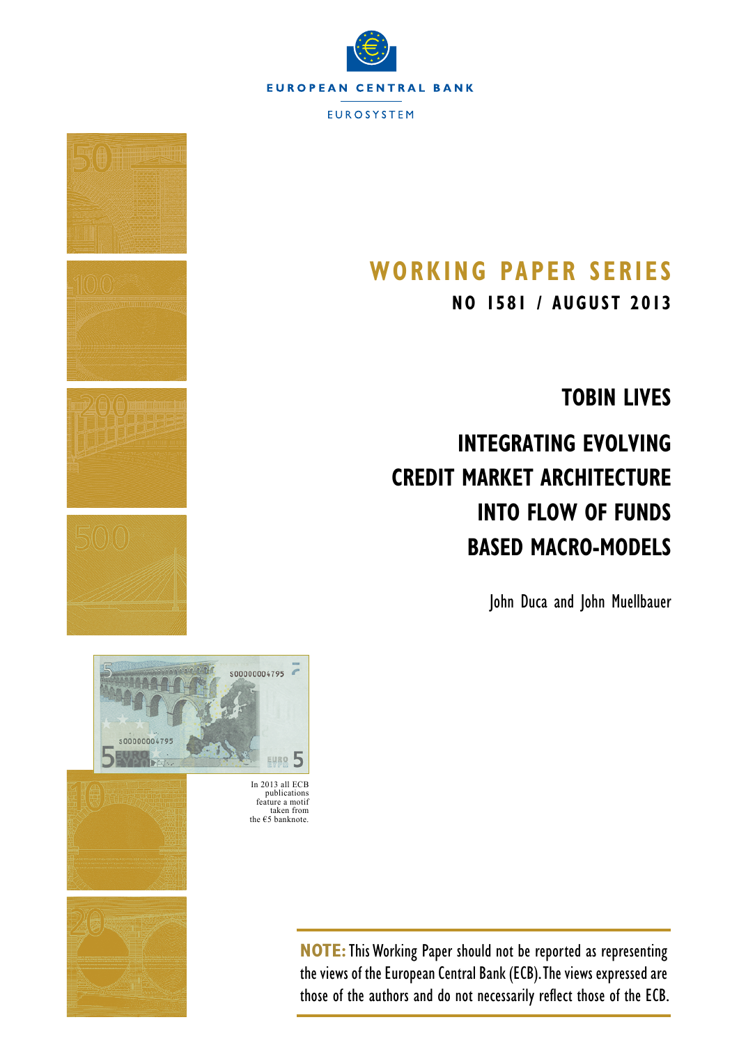EUROPEAN CENTRAL BANK

EUROSYSTEM

# WORKING PAPER SERIES

**NO 1581 / AUGUST 2013**

# TOBIN LIVES

# INTEGRATING EVOLVING CREDIT MARKET ARCHITECTURE INTO FLOW OF FUNDS BASED MACRO-MODELS

John Duca and John Muellbauer

In 2013 all ECB publications feature a motif taken from the €5 banknote.

**NOTE:** This Working Paper should not be reported as representing the views of the European Central Bank (ECB). The views expressed are those of the authors and do not necessarily reflect those of the ECB.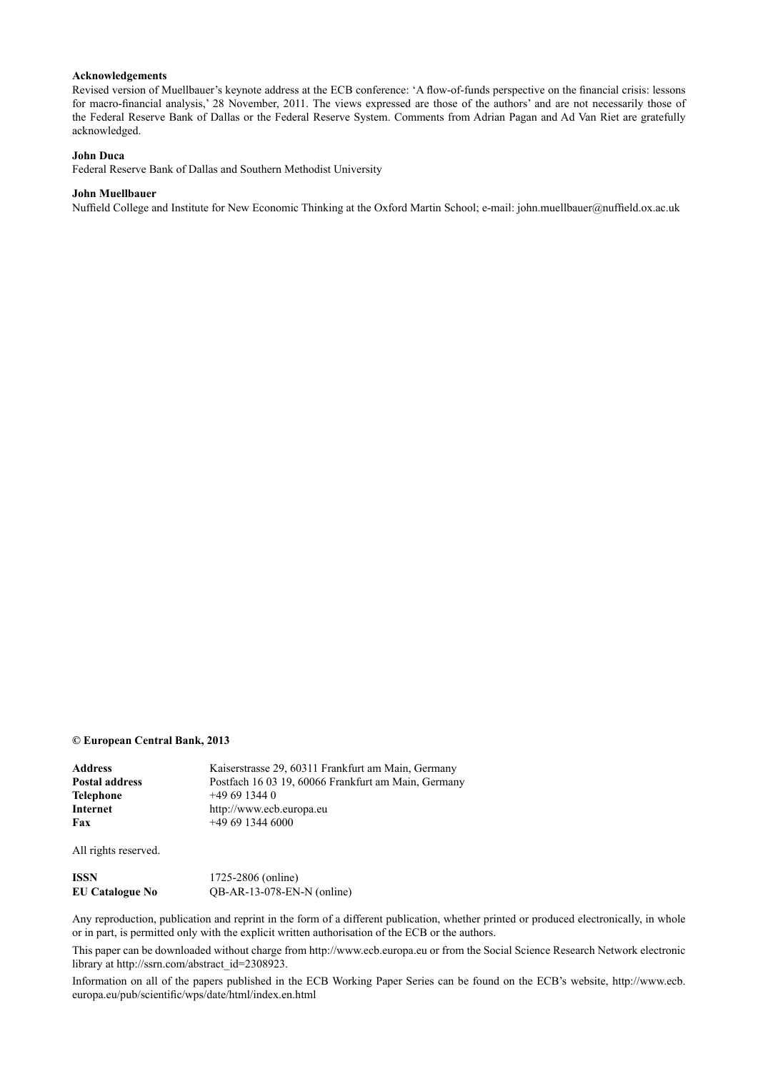**Acknowledgements**

Revised version of Muellbauer's keynote address at the ECB conference: 'A flow-of-funds perspective on the financial crisis: lessons for macro-financial analysis,' 28 November, 2011. The views expressed are those of the authors' and are not necessarily those of the Federal Reserve Bank of Dallas or the Federal Reserve System. Comments from Adrian Pagan and Ad Van Riet are gratefully acknowledged.

**John Duca**

Federal Reserve Bank of Dallas and Southern Methodist University

**John Muellbauer**

Nuffield College and Institute for New Economic Thinking at the Oxford Martin School; e-mail: john.muellbauer@nuffield.ox.ac.uk

**© European Central Bank, 2013**

| | |
|---|---|
| **Address** | Kaiserstrasse 29, 60311 Frankfurt am Main, Germany |
| **Postal address** | Postfach 16 03 19, 60066 Frankfurt am Main, Germany |
| **Telephone** | +49 69 1344 0 |
| **Internet** | http://www.ecb.europa.eu |
| **Fax** | +49 69 1344 6000 |

All rights reserved.

| | |
|---|---|
| **ISSN** | 1725-2806 (online) |
| **EU Catalogue No** | QB-AR-13-078-EN-N (online) |

Any reproduction, publication and reprint in the form of a different publication, whether printed or produced electronically, in whole or in part, is permitted only with the explicit written authorisation of the ECB or the authors.

This paper can be downloaded without charge from http://www.ecb.europa.eu or from the Social Science Research Network electronic library at http://ssrn.com/abstract_id=2308923.

Information on all of the papers published in the ECB Working Paper Series can be found on the ECB's website, http://www.ecb.europa.eu/pub/scientific/wps/date/html/index.en.html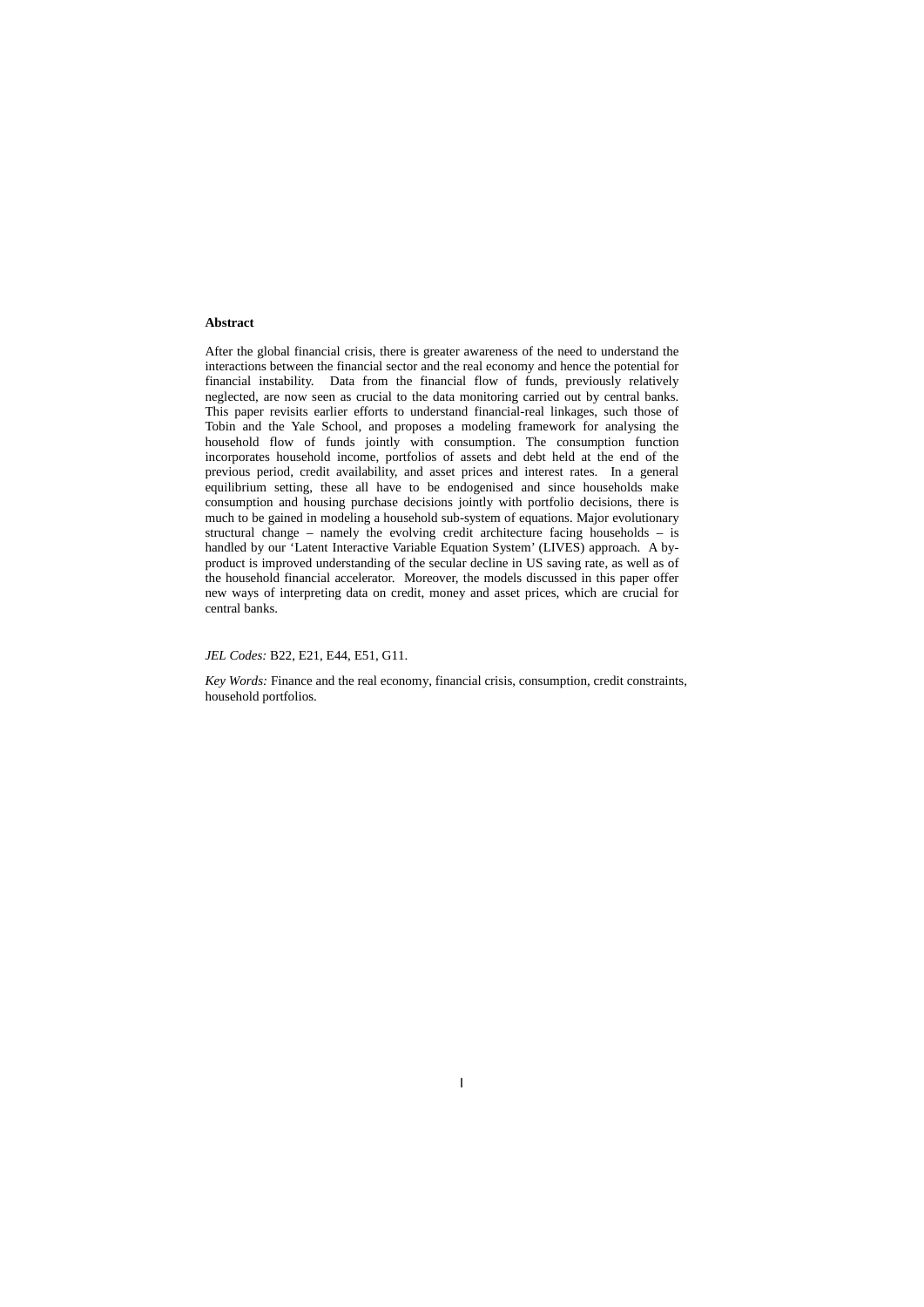**Abstract**

After the global financial crisis, there is greater awareness of the need to understand the interactions between the financial sector and the real economy and hence the potential for financial instability. Data from the financial flow of funds, previously relatively neglected, are now seen as crucial to the data monitoring carried out by central banks. This paper revisits earlier efforts to understand financial-real linkages, such those of Tobin and the Yale School, and proposes a modeling framework for analysing the household flow of funds jointly with consumption. The consumption function incorporates household income, portfolios of assets and debt held at the end of the previous period, credit availability, and asset prices and interest rates. In a general equilibrium setting, these all have to be endogenised and since households make consumption and housing purchase decisions jointly with portfolio decisions, there is much to be gained in modeling a household sub-system of equations. Major evolutionary structural change – namely the evolving credit architecture facing households – is handled by our 'Latent Interactive Variable Equation System' (LIVES) approach. A by-product is improved understanding of the secular decline in US saving rate, as well as of the household financial accelerator. Moreover, the models discussed in this paper offer new ways of interpreting data on credit, money and asset prices, which are crucial for central banks.

*JEL Codes:* B22, E21, E44, E51, G11.

*Key Words:* Finance and the real economy, financial crisis, consumption, credit constraints, household portfolios.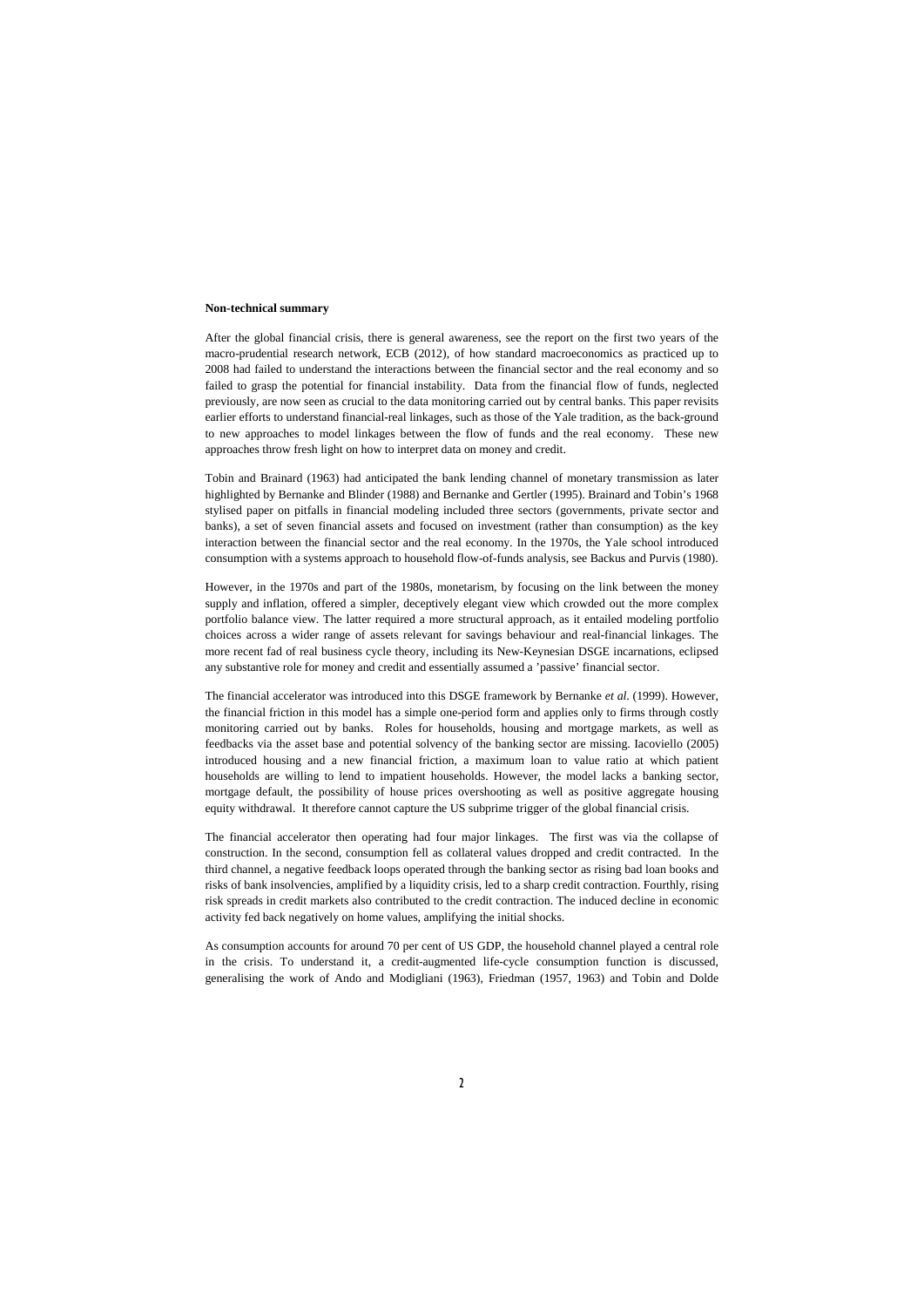**Non-technical summary**

After the global financial crisis, there is general awareness, see the report on the first two years of the macro-prudential research network, ECB (2012), of how standard macroeconomics as practiced up to 2008 had failed to understand the interactions between the financial sector and the real economy and so failed to grasp the potential for financial instability. Data from the financial flow of funds, neglected previously, are now seen as crucial to the data monitoring carried out by central banks. This paper revisits earlier efforts to understand financial-real linkages, such as those of the Yale tradition, as the back-ground to new approaches to model linkages between the flow of funds and the real economy. These new approaches throw fresh light on how to interpret data on money and credit.

Tobin and Brainard (1963) had anticipated the bank lending channel of monetary transmission as later highlighted by Bernanke and Blinder (1988) and Bernanke and Gertler (1995). Brainard and Tobin's 1968 stylised paper on pitfalls in financial modeling included three sectors (governments, private sector and banks), a set of seven financial assets and focused on investment (rather than consumption) as the key interaction between the financial sector and the real economy. In the 1970s, the Yale school introduced consumption with a systems approach to household flow-of-funds analysis, see Backus and Purvis (1980).

However, in the 1970s and part of the 1980s, monetarism, by focusing on the link between the money supply and inflation, offered a simpler, deceptively elegant view which crowded out the more complex portfolio balance view. The latter required a more structural approach, as it entailed modeling portfolio choices across a wider range of assets relevant for savings behaviour and real-financial linkages. The more recent fad of real business cycle theory, including its New-Keynesian DSGE incarnations, eclipsed any substantive role for money and credit and essentially assumed a 'passive' financial sector.

The financial accelerator was introduced into this DSGE framework by Bernanke *et al.* (1999). However, the financial friction in this model has a simple one-period form and applies only to firms through costly monitoring carried out by banks. Roles for households, housing and mortgage markets, as well as feedbacks via the asset base and potential solvency of the banking sector are missing. Iacoviello (2005) introduced housing and a new financial friction, a maximum loan to value ratio at which patient households are willing to lend to impatient households. However, the model lacks a banking sector, mortgage default, the possibility of house prices overshooting as well as positive aggregate housing equity withdrawal. It therefore cannot capture the US subprime trigger of the global financial crisis.

The financial accelerator then operating had four major linkages. The first was via the collapse of construction. In the second, consumption fell as collateral values dropped and credit contracted. In the third channel, a negative feedback loops operated through the banking sector as rising bad loan books and risks of bank insolvencies, amplified by a liquidity crisis, led to a sharp credit contraction. Fourthly, rising risk spreads in credit markets also contributed to the credit contraction. The induced decline in economic activity fed back negatively on home values, amplifying the initial shocks.

As consumption accounts for around 70 per cent of US GDP, the household channel played a central role in the crisis. To understand it, a credit-augmented life-cycle consumption function is discussed, generalising the work of Ando and Modigliani (1963), Friedman (1957, 1963) and Tobin and Dolde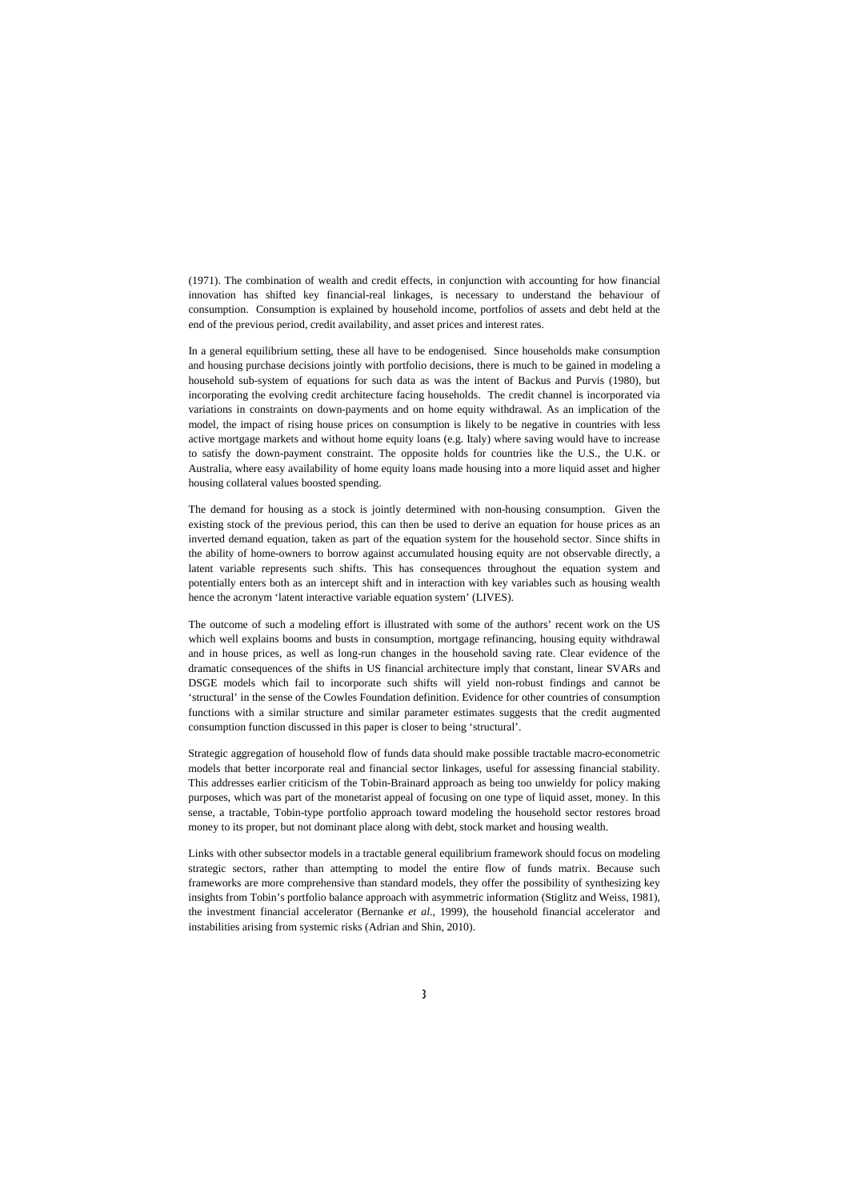(1971). The combination of wealth and credit effects, in conjunction with accounting for how financial innovation has shifted key financial-real linkages, is necessary to understand the behaviour of consumption. Consumption is explained by household income, portfolios of assets and debt held at the end of the previous period, credit availability, and asset prices and interest rates.

In a general equilibrium setting, these all have to be endogenised. Since households make consumption and housing purchase decisions jointly with portfolio decisions, there is much to be gained in modeling a household sub-system of equations for such data as was the intent of Backus and Purvis (1980), but incorporating the evolving credit architecture facing households. The credit channel is incorporated via variations in constraints on down-payments and on home equity withdrawal. As an implication of the model, the impact of rising house prices on consumption is likely to be negative in countries with less active mortgage markets and without home equity loans (e.g. Italy) where saving would have to increase to satisfy the down-payment constraint. The opposite holds for countries like the U.S., the U.K. or Australia, where easy availability of home equity loans made housing into a more liquid asset and higher housing collateral values boosted spending.

The demand for housing as a stock is jointly determined with non-housing consumption. Given the existing stock of the previous period, this can then be used to derive an equation for house prices as an inverted demand equation, taken as part of the equation system for the household sector. Since shifts in the ability of home-owners to borrow against accumulated housing equity are not observable directly, a latent variable represents such shifts. This has consequences throughout the equation system and potentially enters both as an intercept shift and in interaction with key variables such as housing wealth hence the acronym 'latent interactive variable equation system' (LIVES).

The outcome of such a modeling effort is illustrated with some of the authors' recent work on the US which well explains booms and busts in consumption, mortgage refinancing, housing equity withdrawal and in house prices, as well as long-run changes in the household saving rate. Clear evidence of the dramatic consequences of the shifts in US financial architecture imply that constant, linear SVARs and DSGE models which fail to incorporate such shifts will yield non-robust findings and cannot be 'structural' in the sense of the Cowles Foundation definition. Evidence for other countries of consumption functions with a similar structure and similar parameter estimates suggests that the credit augmented consumption function discussed in this paper is closer to being 'structural'.

Strategic aggregation of household flow of funds data should make possible tractable macro-econometric models that better incorporate real and financial sector linkages, useful for assessing financial stability. This addresses earlier criticism of the Tobin-Brainard approach as being too unwieldy for policy making purposes, which was part of the monetarist appeal of focusing on one type of liquid asset, money. In this sense, a tractable, Tobin-type portfolio approach toward modeling the household sector restores broad money to its proper, but not dominant place along with debt, stock market and housing wealth.

Links with other subsector models in a tractable general equilibrium framework should focus on modeling strategic sectors, rather than attempting to model the entire flow of funds matrix. Because such frameworks are more comprehensive than standard models, they offer the possibility of synthesizing key insights from Tobin's portfolio balance approach with asymmetric information (Stiglitz and Weiss, 1981), the investment financial accelerator (Bernanke *et al*., 1999), the household financial accelerator and instabilities arising from systemic risks (Adrian and Shin, 2010).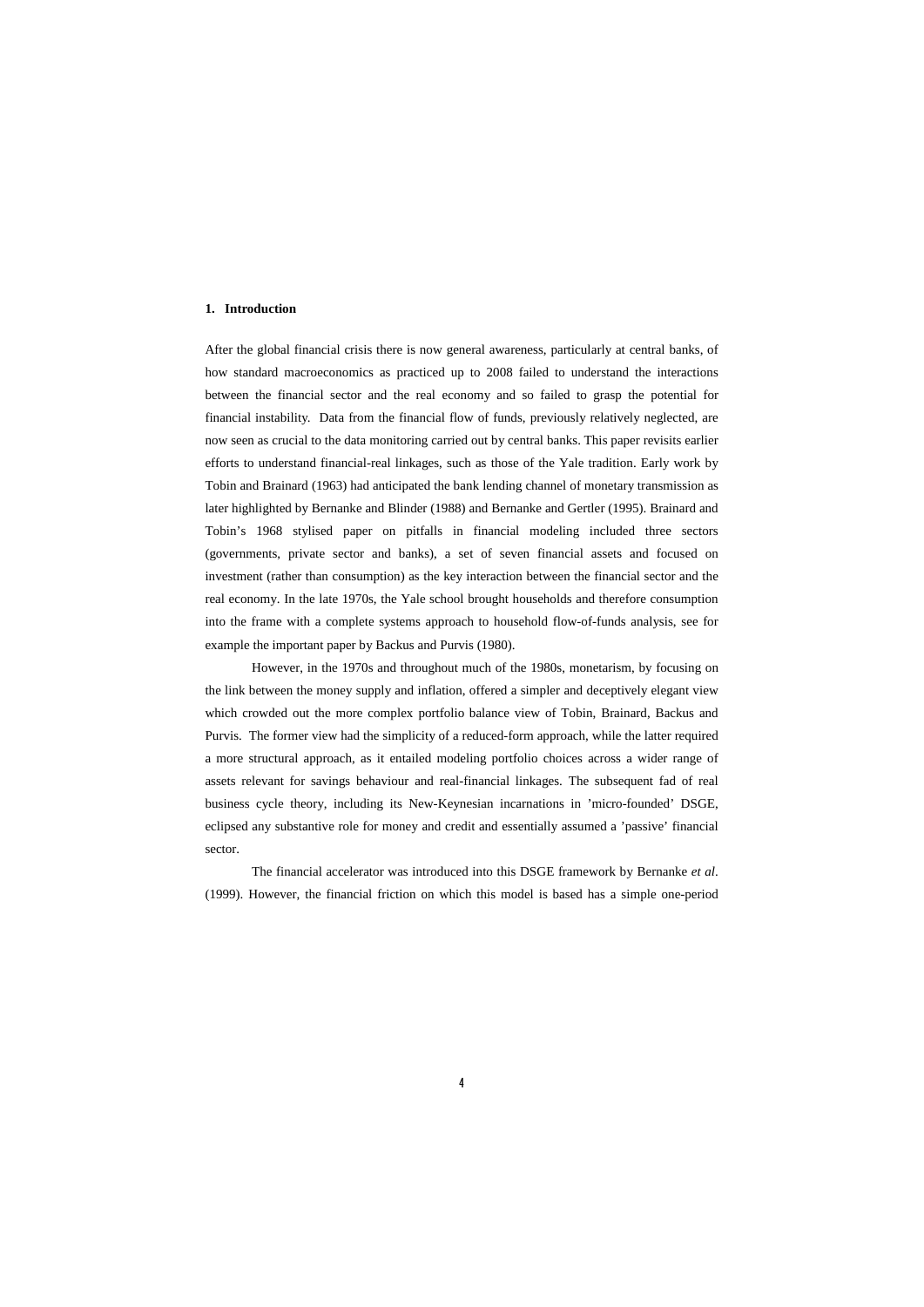## 1. Introduction

After the global financial crisis there is now general awareness, particularly at central banks, of how standard macroeconomics as practiced up to 2008 failed to understand the interactions between the financial sector and the real economy and so failed to grasp the potential for financial instability. Data from the financial flow of funds, previously relatively neglected, are now seen as crucial to the data monitoring carried out by central banks. This paper revisits earlier efforts to understand financial-real linkages, such as those of the Yale tradition. Early work by Tobin and Brainard (1963) had anticipated the bank lending channel of monetary transmission as later highlighted by Bernanke and Blinder (1988) and Bernanke and Gertler (1995). Brainard and Tobin's 1968 stylised paper on pitfalls in financial modeling included three sectors (governments, private sector and banks), a set of seven financial assets and focused on investment (rather than consumption) as the key interaction between the financial sector and the real economy. In the late 1970s, the Yale school brought households and therefore consumption into the frame with a complete systems approach to household flow-of-funds analysis, see for example the important paper by Backus and Purvis (1980).

However, in the 1970s and throughout much of the 1980s, monetarism, by focusing on the link between the money supply and inflation, offered a simpler and deceptively elegant view which crowded out the more complex portfolio balance view of Tobin, Brainard, Backus and Purvis. The former view had the simplicity of a reduced-form approach, while the latter required a more structural approach, as it entailed modeling portfolio choices across a wider range of assets relevant for savings behaviour and real-financial linkages. The subsequent fad of real business cycle theory, including its New-Keynesian incarnations in 'micro-founded' DSGE, eclipsed any substantive role for money and credit and essentially assumed a 'passive' financial sector.

The financial accelerator was introduced into this DSGE framework by Bernanke *et al*. (1999). However, the financial friction on which this model is based has a simple one-period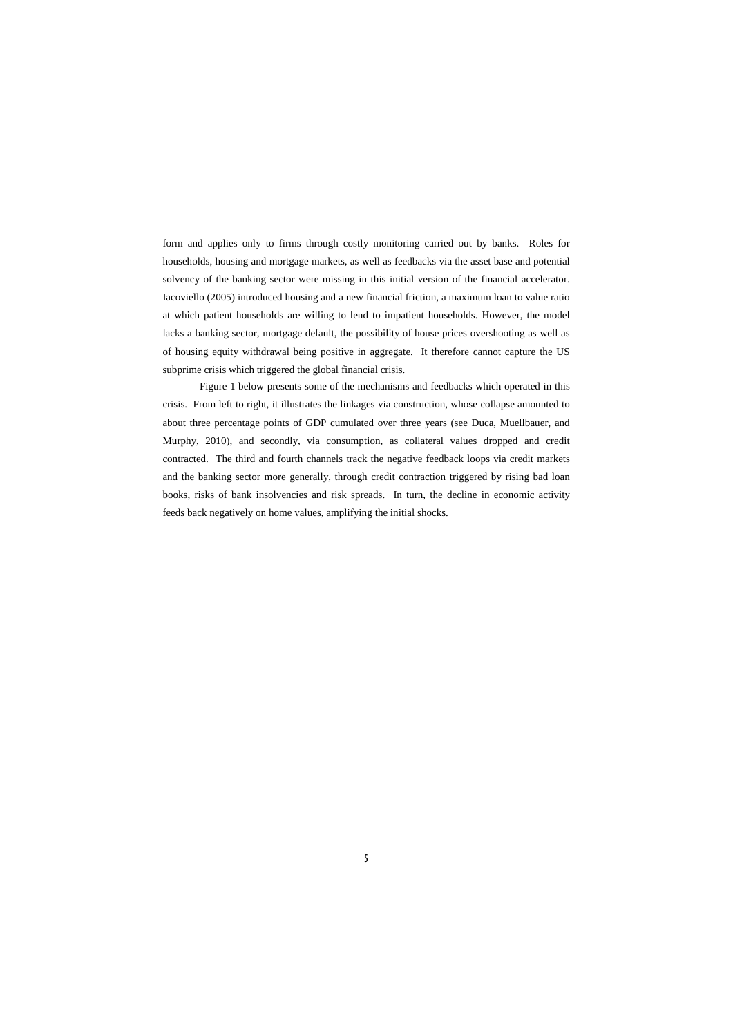form and applies only to firms through costly monitoring carried out by banks. Roles for households, housing and mortgage markets, as well as feedbacks via the asset base and potential solvency of the banking sector were missing in this initial version of the financial accelerator. Iacoviello (2005) introduced housing and a new financial friction, a maximum loan to value ratio at which patient households are willing to lend to impatient households. However, the model lacks a banking sector, mortgage default, the possibility of house prices overshooting as well as of housing equity withdrawal being positive in aggregate. It therefore cannot capture the US subprime crisis which triggered the global financial crisis.

Figure 1 below presents some of the mechanisms and feedbacks which operated in this crisis. From left to right, it illustrates the linkages via construction, whose collapse amounted to about three percentage points of GDP cumulated over three years (see Duca, Muellbauer, and Murphy, 2010), and secondly, via consumption, as collateral values dropped and credit contracted. The third and fourth channels track the negative feedback loops via credit markets and the banking sector more generally, through credit contraction triggered by rising bad loan books, risks of bank insolvencies and risk spreads. In turn, the decline in economic activity feeds back negatively on home values, amplifying the initial shocks.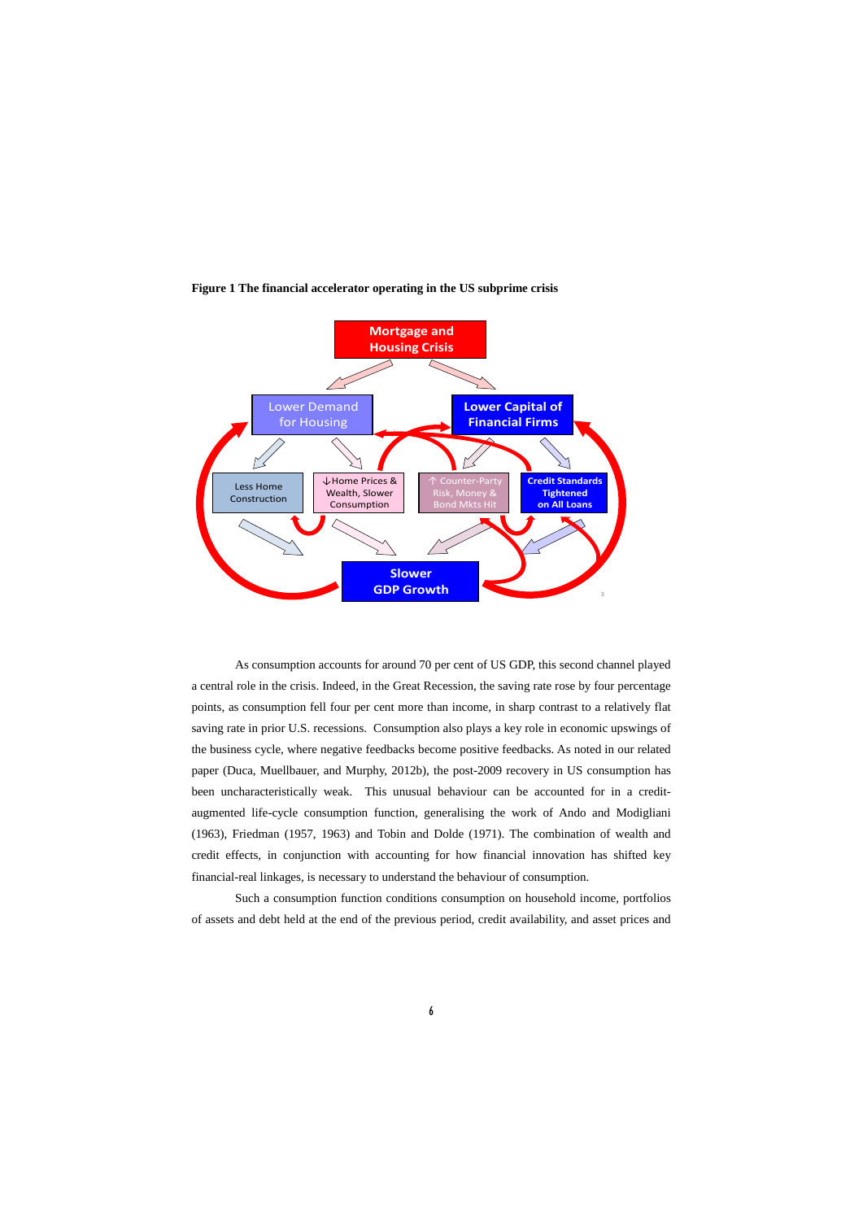**Figure 1 The financial accelerator operating in the US subprime crisis**

As consumption accounts for around 70 per cent of US GDP, this second channel played a central role in the crisis. Indeed, in the Great Recession, the saving rate rose by four percentage points, as consumption fell four per cent more than income, in sharp contrast to a relatively flat saving rate in prior U.S. recessions. Consumption also plays a key role in economic upswings of the business cycle, where negative feedbacks become positive feedbacks. As noted in our related paper (Duca, Muellbauer, and Murphy, 2012b), the post-2009 recovery in US consumption has been uncharacteristically weak. This unusual behaviour can be accounted for in a credit-augmented life-cycle consumption function, generalising the work of Ando and Modigliani (1963), Friedman (1957, 1963) and Tobin and Dolde (1971). The combination of wealth and credit effects, in conjunction with accounting for how financial innovation has shifted key financial-real linkages, is necessary to understand the behaviour of consumption.

Such a consumption function conditions consumption on household income, portfolios of assets and debt held at the end of the previous period, credit availability, and asset prices and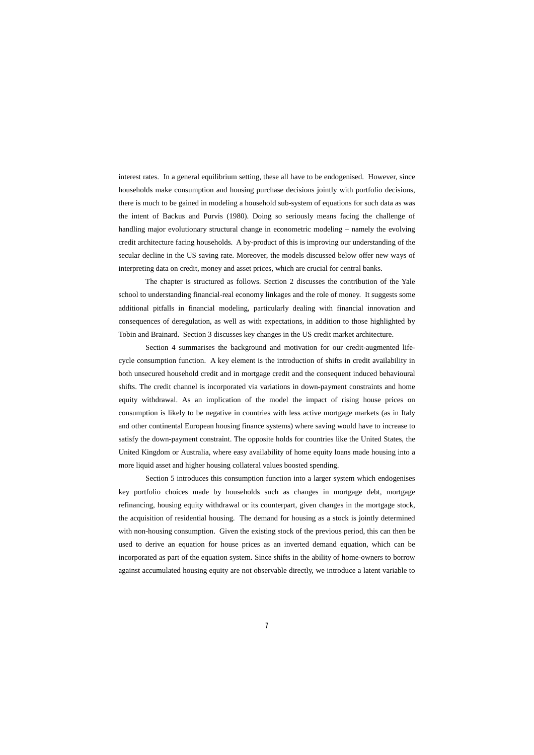interest rates. In a general equilibrium setting, these all have to be endogenised. However, since households make consumption and housing purchase decisions jointly with portfolio decisions, there is much to be gained in modeling a household sub-system of equations for such data as was the intent of Backus and Purvis (1980). Doing so seriously means facing the challenge of handling major evolutionary structural change in econometric modeling – namely the evolving credit architecture facing households. A by-product of this is improving our understanding of the secular decline in the US saving rate. Moreover, the models discussed below offer new ways of interpreting data on credit, money and asset prices, which are crucial for central banks.

The chapter is structured as follows. Section 2 discusses the contribution of the Yale school to understanding financial-real economy linkages and the role of money. It suggests some additional pitfalls in financial modeling, particularly dealing with financial innovation and consequences of deregulation, as well as with expectations, in addition to those highlighted by Tobin and Brainard. Section 3 discusses key changes in the US credit market architecture.

Section 4 summarises the background and motivation for our credit-augmented life-cycle consumption function. A key element is the introduction of shifts in credit availability in both unsecured household credit and in mortgage credit and the consequent induced behavioural shifts. The credit channel is incorporated via variations in down-payment constraints and home equity withdrawal. As an implication of the model the impact of rising house prices on consumption is likely to be negative in countries with less active mortgage markets (as in Italy and other continental European housing finance systems) where saving would have to increase to satisfy the down-payment constraint. The opposite holds for countries like the United States, the United Kingdom or Australia, where easy availability of home equity loans made housing into a more liquid asset and higher housing collateral values boosted spending.

Section 5 introduces this consumption function into a larger system which endogenises key portfolio choices made by households such as changes in mortgage debt, mortgage refinancing, housing equity withdrawal or its counterpart, given changes in the mortgage stock, the acquisition of residential housing. The demand for housing as a stock is jointly determined with non-housing consumption. Given the existing stock of the previous period, this can then be used to derive an equation for house prices as an inverted demand equation, which can be incorporated as part of the equation system. Since shifts in the ability of home-owners to borrow against accumulated housing equity are not observable directly, we introduce a latent variable to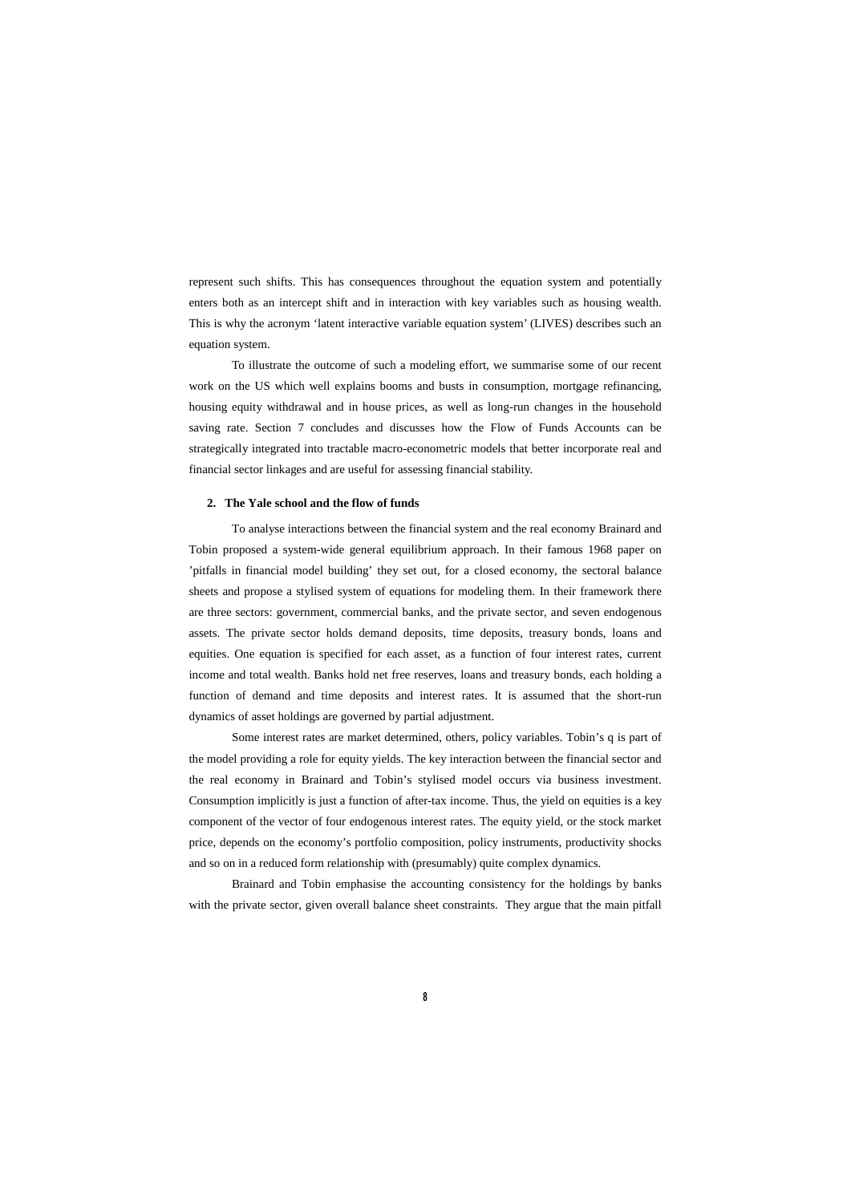represent such shifts. This has consequences throughout the equation system and potentially enters both as an intercept shift and in interaction with key variables such as housing wealth. This is why the acronym 'latent interactive variable equation system' (LIVES) describes such an equation system.

To illustrate the outcome of such a modeling effort, we summarise some of our recent work on the US which well explains booms and busts in consumption, mortgage refinancing, housing equity withdrawal and in house prices, as well as long-run changes in the household saving rate. Section 7 concludes and discusses how the Flow of Funds Accounts can be strategically integrated into tractable macro-econometric models that better incorporate real and financial sector linkages and are useful for assessing financial stability.

## 2. The Yale school and the flow of funds

To analyse interactions between the financial system and the real economy Brainard and Tobin proposed a system-wide general equilibrium approach. In their famous 1968 paper on 'pitfalls in financial model building' they set out, for a closed economy, the sectoral balance sheets and propose a stylised system of equations for modeling them. In their framework there are three sectors: government, commercial banks, and the private sector, and seven endogenous assets. The private sector holds demand deposits, time deposits, treasury bonds, loans and equities. One equation is specified for each asset, as a function of four interest rates, current income and total wealth. Banks hold net free reserves, loans and treasury bonds, each holding a function of demand and time deposits and interest rates. It is assumed that the short-run dynamics of asset holdings are governed by partial adjustment.

Some interest rates are market determined, others, policy variables. Tobin's q is part of the model providing a role for equity yields. The key interaction between the financial sector and the real economy in Brainard and Tobin's stylised model occurs via business investment. Consumption implicitly is just a function of after-tax income. Thus, the yield on equities is a key component of the vector of four endogenous interest rates. The equity yield, or the stock market price, depends on the economy's portfolio composition, policy instruments, productivity shocks and so on in a reduced form relationship with (presumably) quite complex dynamics.

Brainard and Tobin emphasise the accounting consistency for the holdings by banks with the private sector, given overall balance sheet constraints. They argue that the main pitfall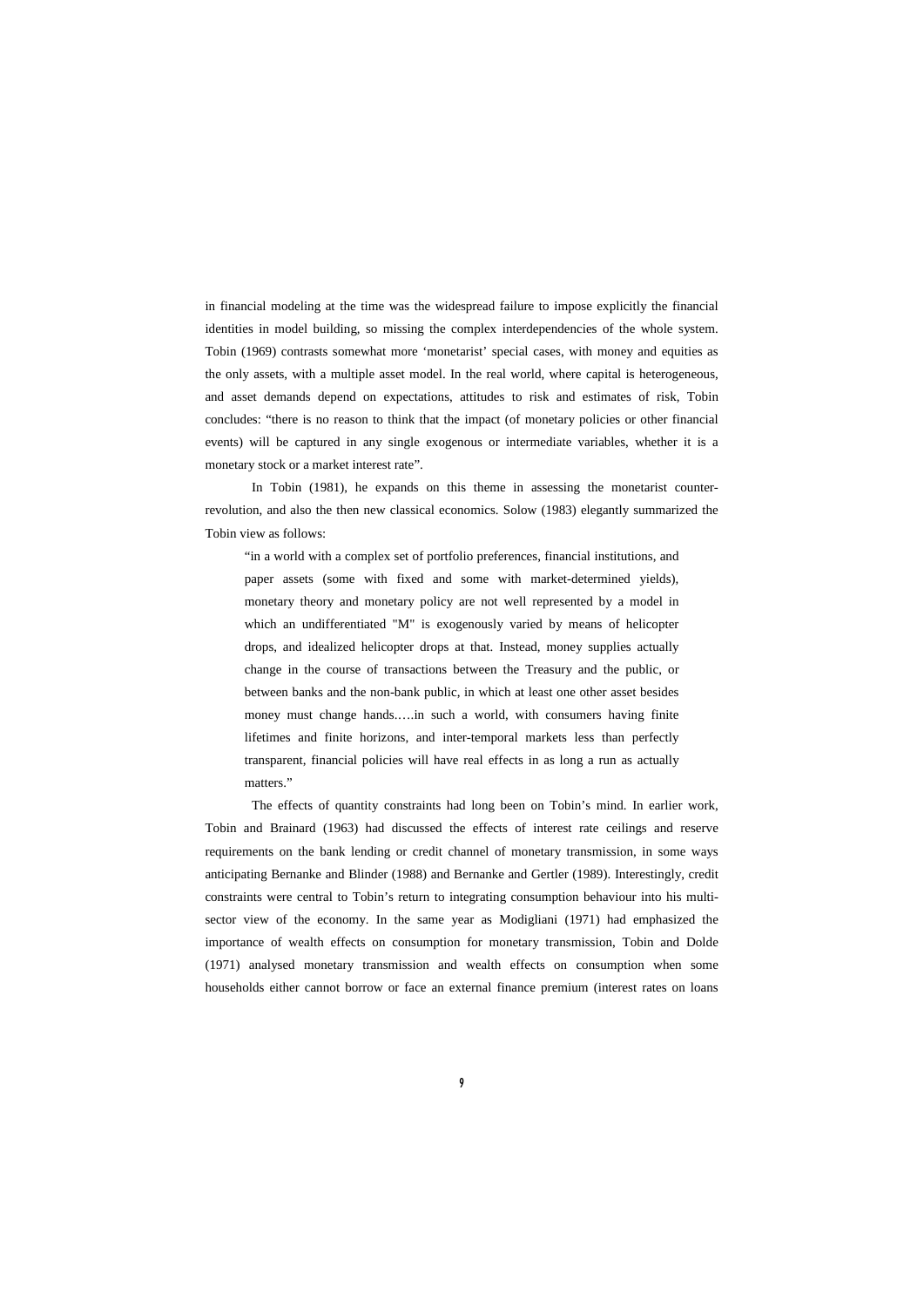in financial modeling at the time was the widespread failure to impose explicitly the financial identities in model building, so missing the complex interdependencies of the whole system. Tobin (1969) contrasts somewhat more 'monetarist' special cases, with money and equities as the only assets, with a multiple asset model. In the real world, where capital is heterogeneous, and asset demands depend on expectations, attitudes to risk and estimates of risk, Tobin concludes: "there is no reason to think that the impact (of monetary policies or other financial events) will be captured in any single exogenous or intermediate variables, whether it is a monetary stock or a market interest rate".

In Tobin (1981), he expands on this theme in assessing the monetarist counter-revolution, and also the then new classical economics. Solow (1983) elegantly summarized the Tobin view as follows:

> "in a world with a complex set of portfolio preferences, financial institutions, and paper assets (some with fixed and some with market-determined yields), monetary theory and monetary policy are not well represented by a model in which an undifferentiated "M" is exogenously varied by means of helicopter drops, and idealized helicopter drops at that. Instead, money supplies actually change in the course of transactions between the Treasury and the public, or between banks and the non-bank public, in which at least one other asset besides money must change hands.….in such a world, with consumers having finite lifetimes and finite horizons, and inter-temporal markets less than perfectly transparent, financial policies will have real effects in as long a run as actually matters."

The effects of quantity constraints had long been on Tobin's mind. In earlier work, Tobin and Brainard (1963) had discussed the effects of interest rate ceilings and reserve requirements on the bank lending or credit channel of monetary transmission, in some ways anticipating Bernanke and Blinder (1988) and Bernanke and Gertler (1989). Interestingly, credit constraints were central to Tobin's return to integrating consumption behaviour into his multi-sector view of the economy. In the same year as Modigliani (1971) had emphasized the importance of wealth effects on consumption for monetary transmission, Tobin and Dolde (1971) analysed monetary transmission and wealth effects on consumption when some households either cannot borrow or face an external finance premium (interest rates on loans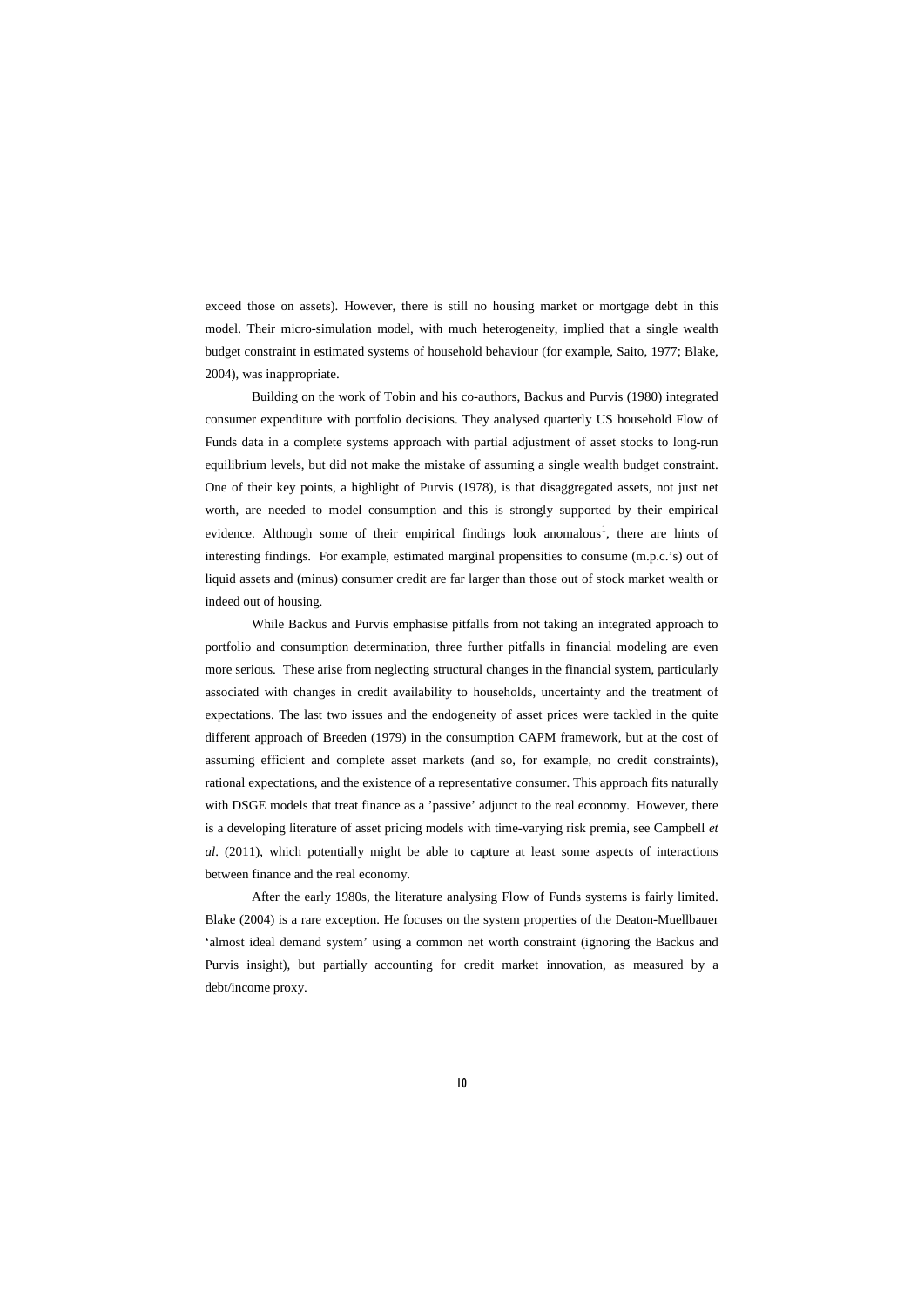exceed those on assets). However, there is still no housing market or mortgage debt in this model. Their micro-simulation model, with much heterogeneity, implied that a single wealth budget constraint in estimated systems of household behaviour (for example, Saito, 1977; Blake, 2004), was inappropriate.

Building on the work of Tobin and his co-authors, Backus and Purvis (1980) integrated consumer expenditure with portfolio decisions. They analysed quarterly US household Flow of Funds data in a complete systems approach with partial adjustment of asset stocks to long-run equilibrium levels, but did not make the mistake of assuming a single wealth budget constraint. One of their key points, a highlight of Purvis (1978), is that disaggregated assets, not just net worth, are needed to model consumption and this is strongly supported by their empirical evidence. Although some of their empirical findings look anomalous[1], there are hints of interesting findings. For example, estimated marginal propensities to consume (m.p.c.'s) out of liquid assets and (minus) consumer credit are far larger than those out of stock market wealth or indeed out of housing.

While Backus and Purvis emphasise pitfalls from not taking an integrated approach to portfolio and consumption determination, three further pitfalls in financial modeling are even more serious. These arise from neglecting structural changes in the financial system, particularly associated with changes in credit availability to households, uncertainty and the treatment of expectations. The last two issues and the endogeneity of asset prices were tackled in the quite different approach of Breeden (1979) in the consumption CAPM framework, but at the cost of assuming efficient and complete asset markets (and so, for example, no credit constraints), rational expectations, and the existence of a representative consumer. This approach fits naturally with DSGE models that treat finance as a 'passive' adjunct to the real economy. However, there is a developing literature of asset pricing models with time-varying risk premia, see Campbell *et al*. (2011), which potentially might be able to capture at least some aspects of interactions between finance and the real economy.

After the early 1980s, the literature analysing Flow of Funds systems is fairly limited. Blake (2004) is a rare exception. He focuses on the system properties of the Deaton-Muellbauer 'almost ideal demand system' using a common net worth constraint (ignoring the Backus and Purvis insight), but partially accounting for credit market innovation, as measured by a debt/income proxy.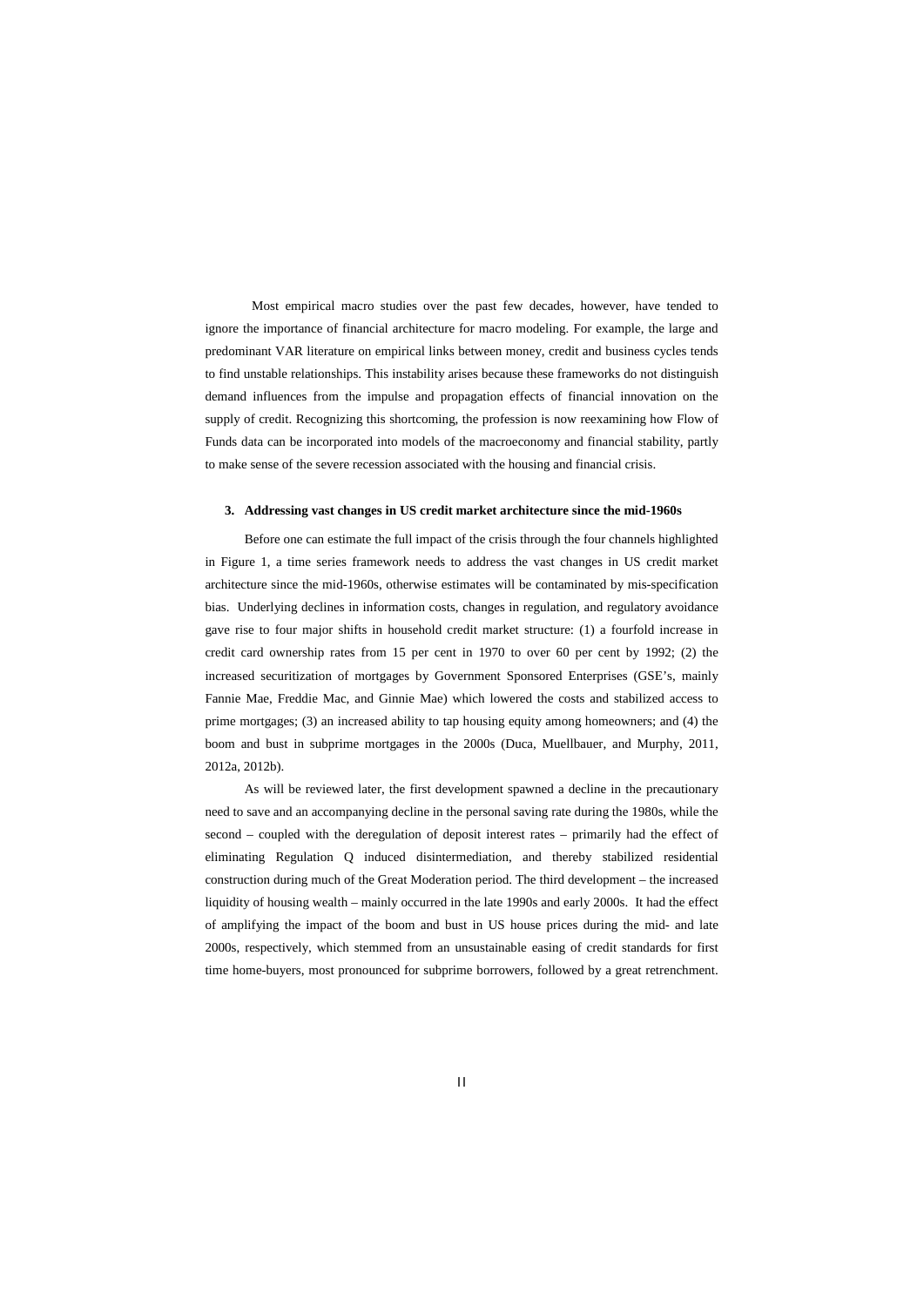Most empirical macro studies over the past few decades, however, have tended to ignore the importance of financial architecture for macro modeling. For example, the large and predominant VAR literature on empirical links between money, credit and business cycles tends to find unstable relationships. This instability arises because these frameworks do not distinguish demand influences from the impulse and propagation effects of financial innovation on the supply of credit. Recognizing this shortcoming, the profession is now reexamining how Flow of Funds data can be incorporated into models of the macroeconomy and financial stability, partly to make sense of the severe recession associated with the housing and financial crisis.

### 3. Addressing vast changes in US credit market architecture since the mid-1960s

Before one can estimate the full impact of the crisis through the four channels highlighted in Figure 1, a time series framework needs to address the vast changes in US credit market architecture since the mid-1960s, otherwise estimates will be contaminated by mis-specification bias. Underlying declines in information costs, changes in regulation, and regulatory avoidance gave rise to four major shifts in household credit market structure: (1) a fourfold increase in credit card ownership rates from 15 per cent in 1970 to over 60 per cent by 1992; (2) the increased securitization of mortgages by Government Sponsored Enterprises (GSE's, mainly Fannie Mae, Freddie Mac, and Ginnie Mae) which lowered the costs and stabilized access to prime mortgages; (3) an increased ability to tap housing equity among homeowners; and (4) the boom and bust in subprime mortgages in the 2000s (Duca, Muellbauer, and Murphy, 2011, 2012a, 2012b).

As will be reviewed later, the first development spawned a decline in the precautionary need to save and an accompanying decline in the personal saving rate during the 1980s, while the second – coupled with the deregulation of deposit interest rates – primarily had the effect of eliminating Regulation Q induced disintermediation, and thereby stabilized residential construction during much of the Great Moderation period. The third development – the increased liquidity of housing wealth – mainly occurred in the late 1990s and early 2000s. It had the effect of amplifying the impact of the boom and bust in US house prices during the mid- and late 2000s, respectively, which stemmed from an unsustainable easing of credit standards for first time home-buyers, most pronounced for subprime borrowers, followed by a great retrenchment.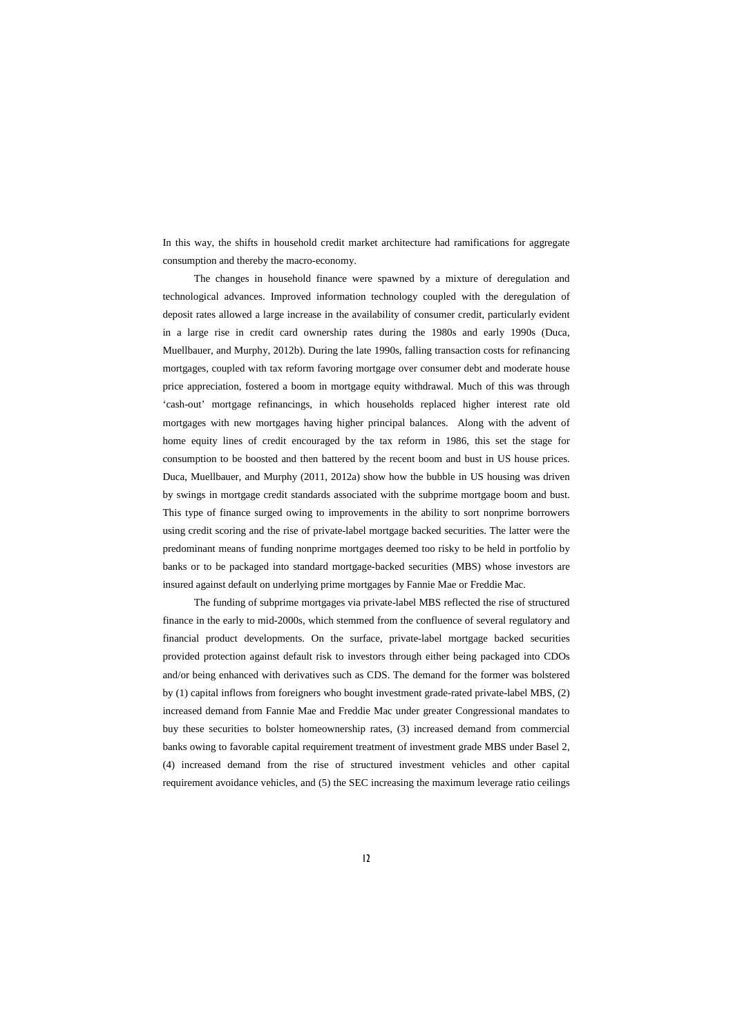In this way, the shifts in household credit market architecture had ramifications for aggregate consumption and thereby the macro-economy.

The changes in household finance were spawned by a mixture of deregulation and technological advances. Improved information technology coupled with the deregulation of deposit rates allowed a large increase in the availability of consumer credit, particularly evident in a large rise in credit card ownership rates during the 1980s and early 1990s (Duca, Muellbauer, and Murphy, 2012b). During the late 1990s, falling transaction costs for refinancing mortgages, coupled with tax reform favoring mortgage over consumer debt and moderate house price appreciation, fostered a boom in mortgage equity withdrawal. Much of this was through 'cash-out' mortgage refinancings, in which households replaced higher interest rate old mortgages with new mortgages having higher principal balances. Along with the advent of home equity lines of credit encouraged by the tax reform in 1986, this set the stage for consumption to be boosted and then battered by the recent boom and bust in US house prices. Duca, Muellbauer, and Murphy (2011, 2012a) show how the bubble in US housing was driven by swings in mortgage credit standards associated with the subprime mortgage boom and bust. This type of finance surged owing to improvements in the ability to sort nonprime borrowers using credit scoring and the rise of private-label mortgage backed securities. The latter were the predominant means of funding nonprime mortgages deemed too risky to be held in portfolio by banks or to be packaged into standard mortgage-backed securities (MBS) whose investors are insured against default on underlying prime mortgages by Fannie Mae or Freddie Mac.

The funding of subprime mortgages via private-label MBS reflected the rise of structured finance in the early to mid-2000s, which stemmed from the confluence of several regulatory and financial product developments. On the surface, private-label mortgage backed securities provided protection against default risk to investors through either being packaged into CDOs and/or being enhanced with derivatives such as CDS. The demand for the former was bolstered by (1) capital inflows from foreigners who bought investment grade-rated private-label MBS, (2) increased demand from Fannie Mae and Freddie Mac under greater Congressional mandates to buy these securities to bolster homeownership rates, (3) increased demand from commercial banks owing to favorable capital requirement treatment of investment grade MBS under Basel 2, (4) increased demand from the rise of structured investment vehicles and other capital requirement avoidance vehicles, and (5) the SEC increasing the maximum leverage ratio ceilings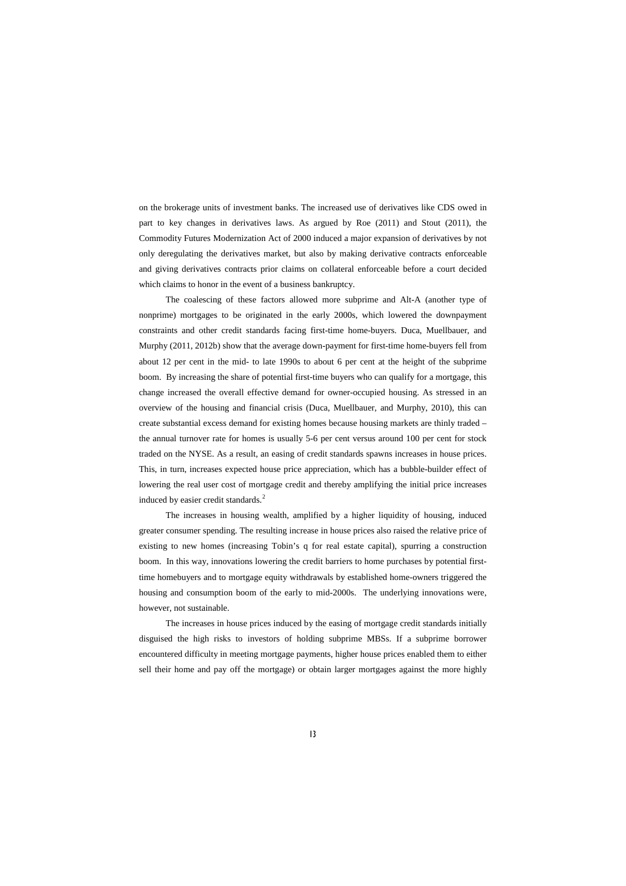on the brokerage units of investment banks. The increased use of derivatives like CDS owed in part to key changes in derivatives laws. As argued by Roe (2011) and Stout (2011), the Commodity Futures Modernization Act of 2000 induced a major expansion of derivatives by not only deregulating the derivatives market, but also by making derivative contracts enforceable and giving derivatives contracts prior claims on collateral enforceable before a court decided which claims to honor in the event of a business bankruptcy.

The coalescing of these factors allowed more subprime and Alt-A (another type of nonprime) mortgages to be originated in the early 2000s, which lowered the downpayment constraints and other credit standards facing first-time home-buyers. Duca, Muellbauer, and Murphy (2011, 2012b) show that the average down-payment for first-time home-buyers fell from about 12 per cent in the mid- to late 1990s to about 6 per cent at the height of the subprime boom. By increasing the share of potential first-time buyers who can qualify for a mortgage, this change increased the overall effective demand for owner-occupied housing. As stressed in an overview of the housing and financial crisis (Duca, Muellbauer, and Murphy, 2010), this can create substantial excess demand for existing homes because housing markets are thinly traded – the annual turnover rate for homes is usually 5-6 per cent versus around 100 per cent for stock traded on the NYSE. As a result, an easing of credit standards spawns increases in house prices. This, in turn, increases expected house price appreciation, which has a bubble-builder effect of lowering the real user cost of mortgage credit and thereby amplifying the initial price increases induced by easier credit standards.[2]

The increases in housing wealth, amplified by a higher liquidity of housing, induced greater consumer spending. The resulting increase in house prices also raised the relative price of existing to new homes (increasing Tobin's q for real estate capital), spurring a construction boom. In this way, innovations lowering the credit barriers to home purchases by potential first-time homebuyers and to mortgage equity withdrawals by established home-owners triggered the housing and consumption boom of the early to mid-2000s. The underlying innovations were, however, not sustainable.

The increases in house prices induced by the easing of mortgage credit standards initially disguised the high risks to investors of holding subprime MBSs. If a subprime borrower encountered difficulty in meeting mortgage payments, higher house prices enabled them to either sell their home and pay off the mortgage) or obtain larger mortgages against the more highly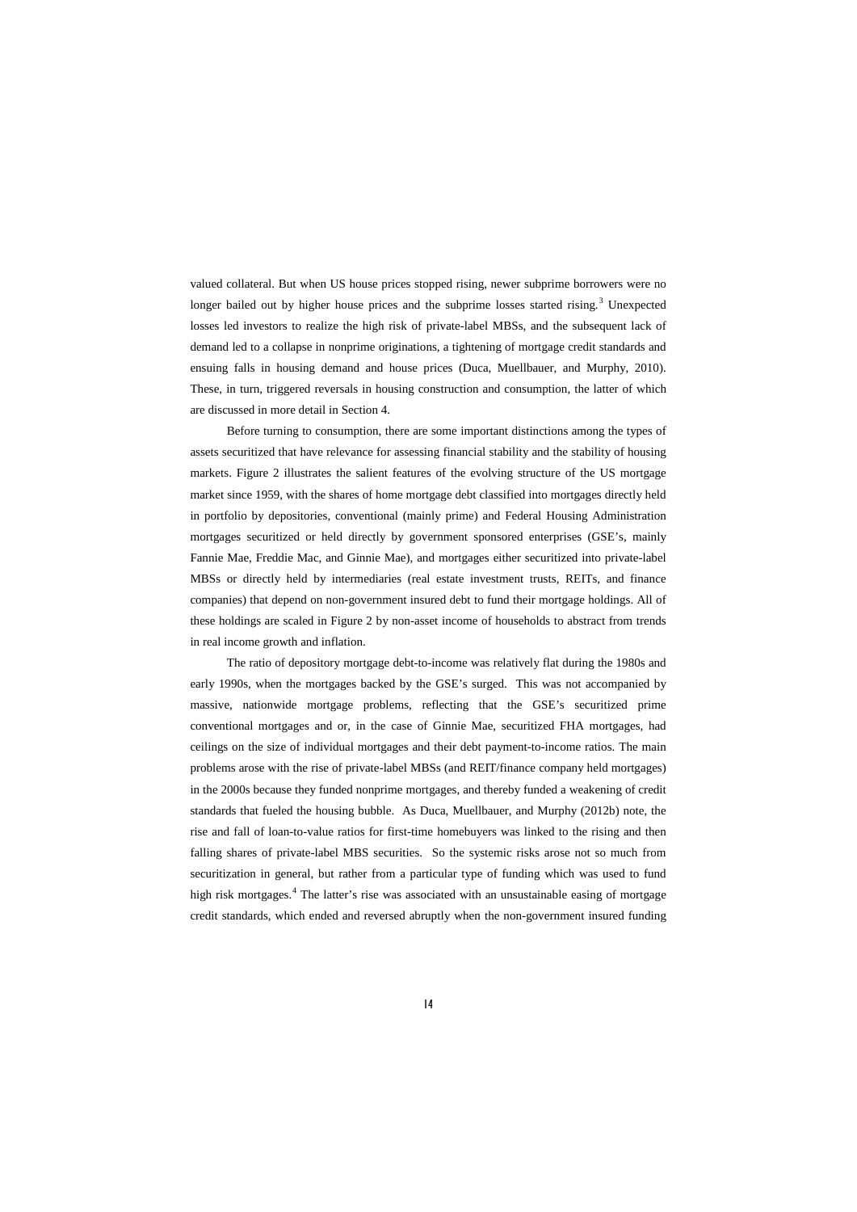valued collateral. But when US house prices stopped rising, newer subprime borrowers were no longer bailed out by higher house prices and the subprime losses started rising.[3] Unexpected losses led investors to realize the high risk of private-label MBSs, and the subsequent lack of demand led to a collapse in nonprime originations, a tightening of mortgage credit standards and ensuing falls in housing demand and house prices (Duca, Muellbauer, and Murphy, 2010). These, in turn, triggered reversals in housing construction and consumption, the latter of which are discussed in more detail in Section 4.

Before turning to consumption, there are some important distinctions among the types of assets securitized that have relevance for assessing financial stability and the stability of housing markets. Figure 2 illustrates the salient features of the evolving structure of the US mortgage market since 1959, with the shares of home mortgage debt classified into mortgages directly held in portfolio by depositories, conventional (mainly prime) and Federal Housing Administration mortgages securitized or held directly by government sponsored enterprises (GSE's, mainly Fannie Mae, Freddie Mac, and Ginnie Mae), and mortgages either securitized into private-label MBSs or directly held by intermediaries (real estate investment trusts, REITs, and finance companies) that depend on non-government insured debt to fund their mortgage holdings. All of these holdings are scaled in Figure 2 by non-asset income of households to abstract from trends in real income growth and inflation.

The ratio of depository mortgage debt-to-income was relatively flat during the 1980s and early 1990s, when the mortgages backed by the GSE's surged. This was not accompanied by massive, nationwide mortgage problems, reflecting that the GSE's securitized prime conventional mortgages and or, in the case of Ginnie Mae, securitized FHA mortgages, had ceilings on the size of individual mortgages and their debt payment-to-income ratios. The main problems arose with the rise of private-label MBSs (and REIT/finance company held mortgages) in the 2000s because they funded nonprime mortgages, and thereby funded a weakening of credit standards that fueled the housing bubble. As Duca, Muellbauer, and Murphy (2012b) note, the rise and fall of loan-to-value ratios for first-time homebuyers was linked to the rising and then falling shares of private-label MBS securities. So the systemic risks arose not so much from securitization in general, but rather from a particular type of funding which was used to fund high risk mortgages.[4] The latter's rise was associated with an unsustainable easing of mortgage credit standards, which ended and reversed abruptly when the non-government insured funding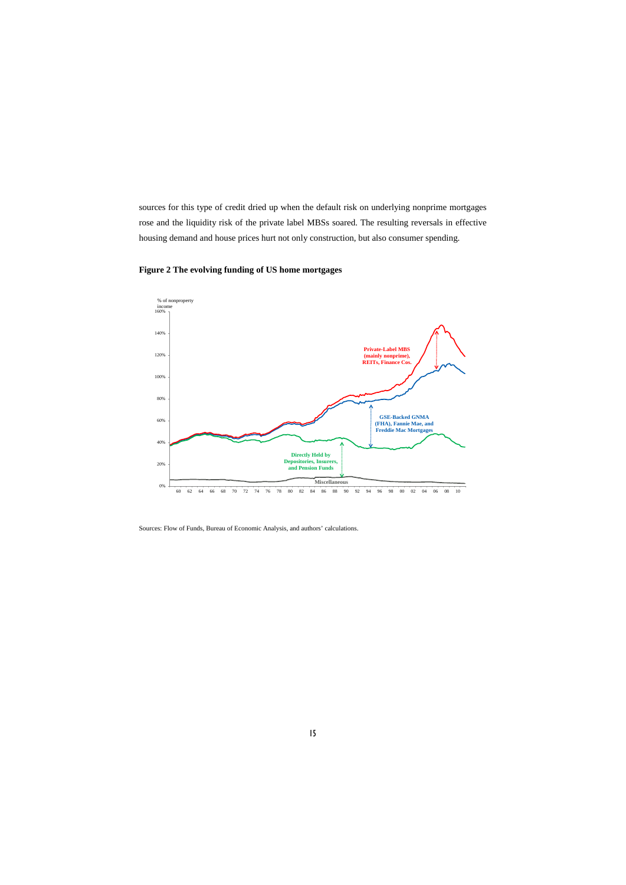sources for this type of credit dried up when the default risk on underlying nonprime mortgages rose and the liquidity risk of the private label MBSs soared. The resulting reversals in effective housing demand and house prices hurt not only construction, but also consumer spending.

**Figure 2 The evolving funding of US home mortgages**

Sources: Flow of Funds, Bureau of Economic Analysis, and authors' calculations.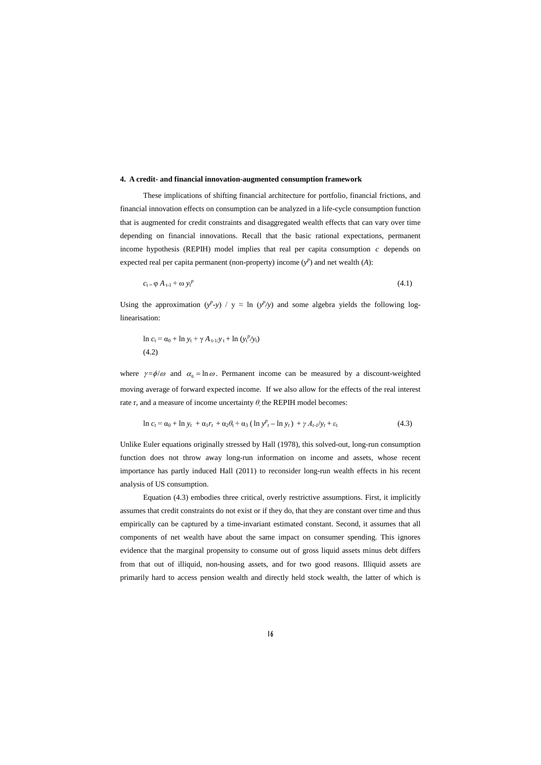#### 4. A credit- and financial innovation-augmented consumption framework

These implications of shifting financial architecture for portfolio, financial frictions, and financial innovation effects on consumption can be analyzed in a life-cycle consumption function that is augmented for credit constraints and disaggregated wealth effects that can vary over time depending on financial innovations. Recall that the basic rational expectations, permanent income hypothesis (REPIH) model implies that real per capita consumption $c$ depends on expected real per capita permanent (non-property) income ($y^p$) and net wealth ($A$):

$$c_t = \varphi A_{t-1} + \omega y_t^p \tag{4.1}$$

Using the approximation $(y^p - y) / y \approx \ln (y^p/y)$ and some algebra yields the following log-linearisation:

$$\ln c_t = \alpha_0 + \ln y_t + \gamma A_{t-1}/y_t + \ln (y_t^p/y_t) \tag{4.2}$$

where $\gamma = \phi/\omega$ and $\alpha_0 = \ln \omega$. Permanent income can be measured by a discount-weighted moving average of forward expected income. If we also allow for the effects of the real interest rate r, and a measure of income uncertainty $\theta$, the REPIH model becomes:

$$\ln c_t = \alpha_0 + \ln y_t + \alpha_1 r_t + \alpha_2 \theta_t + \alpha_3 (\ln y^p_t - \ln y_t) + \gamma A_{t-1}/y_t + \varepsilon_t \tag{4.3}$$

Unlike Euler equations originally stressed by Hall (1978), this solved-out, long-run consumption function does not throw away long-run information on income and assets, whose recent importance has partly induced Hall (2011) to reconsider long-run wealth effects in his recent analysis of US consumption.

Equation (4.3) embodies three critical, overly restrictive assumptions. First, it implicitly assumes that credit constraints do not exist or if they do, that they are constant over time and thus empirically can be captured by a time-invariant estimated constant. Second, it assumes that all components of net wealth have about the same impact on consumer spending. This ignores evidence that the marginal propensity to consume out of gross liquid assets minus debt differs from that out of illiquid, non-housing assets, and for two good reasons. Illiquid assets are primarily hard to access pension wealth and directly held stock wealth, the latter of which is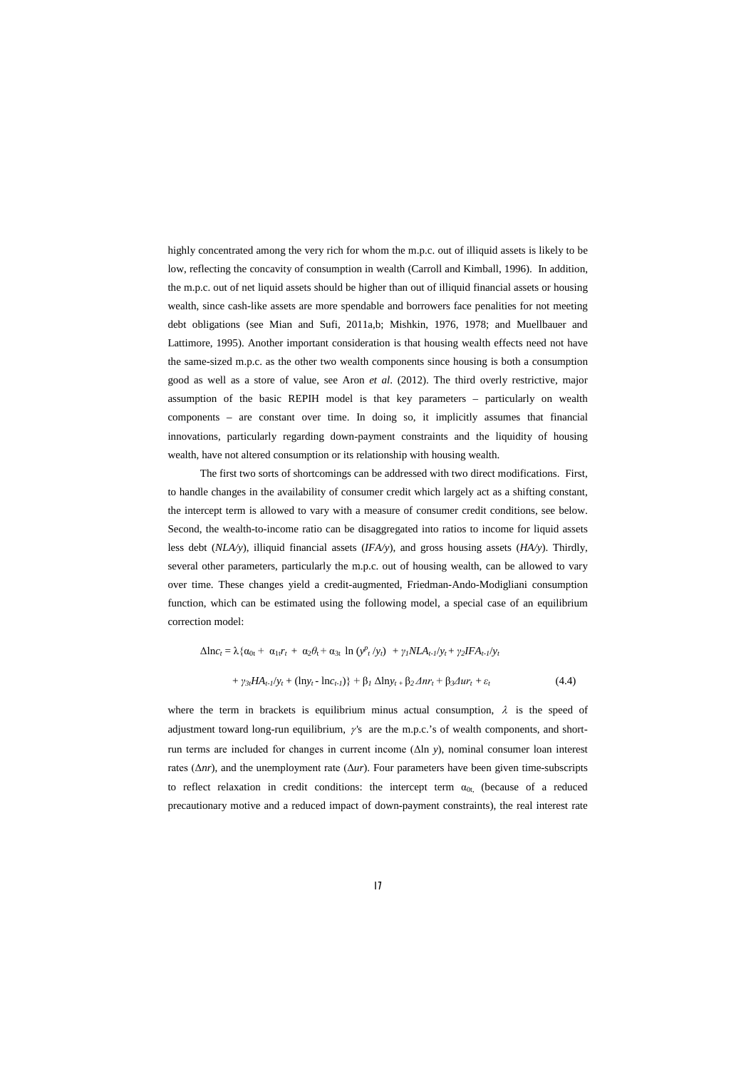highly concentrated among the very rich for whom the m.p.c. out of illiquid assets is likely to be low, reflecting the concavity of consumption in wealth (Carroll and Kimball, 1996). In addition, the m.p.c. out of net liquid assets should be higher than out of illiquid financial assets or housing wealth, since cash-like assets are more spendable and borrowers face penalities for not meeting debt obligations (see Mian and Sufi, 2011a,b; Mishkin, 1976, 1978; and Muellbauer and Lattimore, 1995). Another important consideration is that housing wealth effects need not have the same-sized m.p.c. as the other two wealth components since housing is both a consumption good as well as a store of value, see Aron *et al*. (2012). The third overly restrictive, major assumption of the basic REPIH model is that key parameters – particularly on wealth components – are constant over time. In doing so, it implicitly assumes that financial innovations, particularly regarding down-payment constraints and the liquidity of housing wealth, have not altered consumption or its relationship with housing wealth.

The first two sorts of shortcomings can be addressed with two direct modifications. First, to handle changes in the availability of consumer credit which largely act as a shifting constant, the intercept term is allowed to vary with a measure of consumer credit conditions, see below. Second, the wealth-to-income ratio can be disaggregated into ratios to income for liquid assets less debt ($NLA/y$), illiquid financial assets ($IFA/y$), and gross housing assets ($HA/y$). Thirdly, several other parameters, particularly the m.p.c. out of housing wealth, can be allowed to vary over time. These changes yield a credit-augmented, Friedman-Ando-Modigliani consumption function, which can be estimated using the following model, a special case of an equilibrium correction model:

$$\Delta \ln c_t = \lambda\{\alpha_{0t} + \alpha_{1t} r_t + \alpha_2 \theta_t + \alpha_{3t} \ln (y^p_t / y_t) + \gamma_1 NLA_{t-1}/y_t + \gamma_2 IFA_{t-1}/y_t$$

$$+ \gamma_{3t} HA_{t-1}/y_t + (\ln y_t - \ln c_{t-1})\} + \beta_1 \Delta \ln y_t + \beta_2 \Delta nr_t + \beta_3 \Delta ur_t + \varepsilon_t \qquad (4.4)$$

where the term in brackets is equilibrium minus actual consumption, $\lambda$ is the speed of adjustment toward long-run equilibrium, $\gamma$'s are the m.p.c.'s of wealth components, and short-run terms are included for changes in current income ($\Delta \ln y$), nominal consumer loan interest rates ($\Delta nr$), and the unemployment rate ($\Delta ur$). Four parameters have been given time-subscripts to reflect relaxation in credit conditions: the intercept term $\alpha_{0t,}$ (because of a reduced precautionary motive and a reduced impact of down-payment constraints), the real interest rate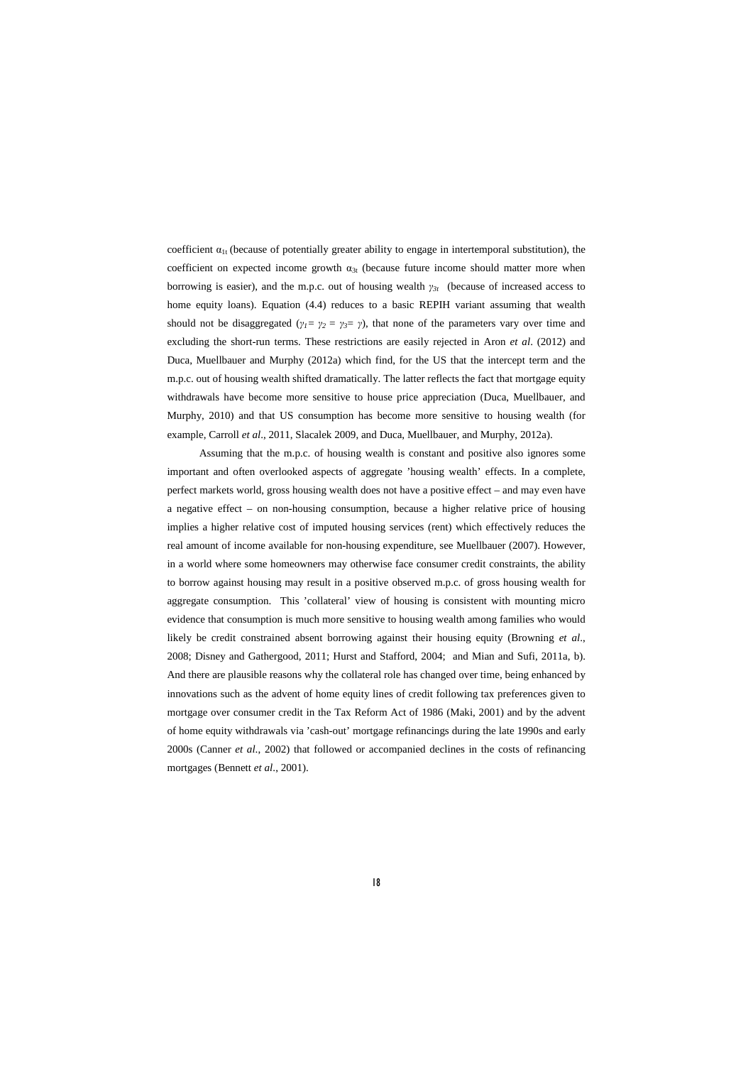coefficient $\alpha_{1t}$ (because of potentially greater ability to engage in intertemporal substitution), the coefficient on expected income growth $\alpha_{3t}$ (because future income should matter more when borrowing is easier), and the m.p.c. out of housing wealth $\gamma_{3t}$ (because of increased access to home equity loans). Equation (4.4) reduces to a basic REPIH variant assuming that wealth should not be disaggregated ($\gamma_1 = \gamma_2 = \gamma_3 = \gamma$), that none of the parameters vary over time and excluding the short-run terms. These restrictions are easily rejected in Aron *et al*. (2012) and Duca, Muellbauer and Murphy (2012a) which find, for the US that the intercept term and the m.p.c. out of housing wealth shifted dramatically. The latter reflects the fact that mortgage equity withdrawals have become more sensitive to house price appreciation (Duca, Muellbauer, and Murphy, 2010) and that US consumption has become more sensitive to housing wealth (for example, Carroll *et al*., 2011, Slacalek 2009, and Duca, Muellbauer, and Murphy, 2012a).

Assuming that the m.p.c. of housing wealth is constant and positive also ignores some important and often overlooked aspects of aggregate 'housing wealth' effects. In a complete, perfect markets world, gross housing wealth does not have a positive effect – and may even have a negative effect – on non-housing consumption, because a higher relative price of housing implies a higher relative cost of imputed housing services (rent) which effectively reduces the real amount of income available for non-housing expenditure, see Muellbauer (2007). However, in a world where some homeowners may otherwise face consumer credit constraints, the ability to borrow against housing may result in a positive observed m.p.c. of gross housing wealth for aggregate consumption. This 'collateral' view of housing is consistent with mounting micro evidence that consumption is much more sensitive to housing wealth among families who would likely be credit constrained absent borrowing against their housing equity (Browning *et al*., 2008; Disney and Gathergood, 2011; Hurst and Stafford, 2004; and Mian and Sufi, 2011a, b). And there are plausible reasons why the collateral role has changed over time, being enhanced by innovations such as the advent of home equity lines of credit following tax preferences given to mortgage over consumer credit in the Tax Reform Act of 1986 (Maki, 2001) and by the advent of home equity withdrawals via 'cash-out' mortgage refinancings during the late 1990s and early 2000s (Canner *et al*., 2002) that followed or accompanied declines in the costs of refinancing mortgages (Bennett *et al*., 2001).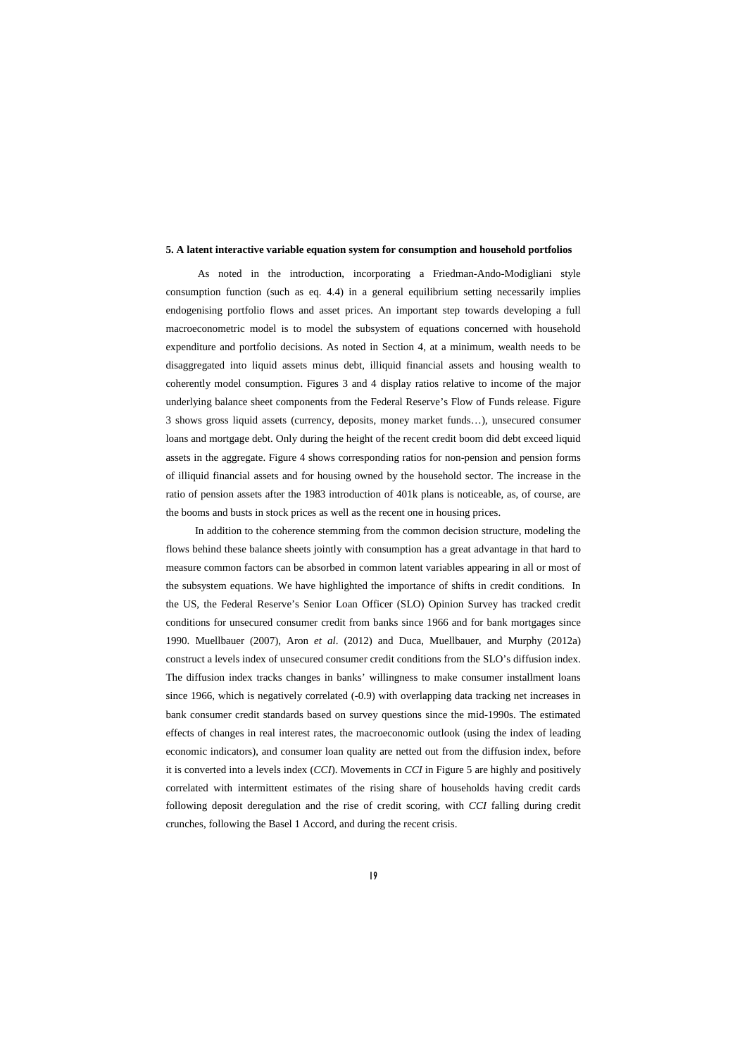## 5. A latent interactive variable equation system for consumption and household portfolios

As noted in the introduction, incorporating a Friedman-Ando-Modigliani style consumption function (such as eq. 4.4) in a general equilibrium setting necessarily implies endogenising portfolio flows and asset prices. An important step towards developing a full macroeconometric model is to model the subsystem of equations concerned with household expenditure and portfolio decisions. As noted in Section 4, at a minimum, wealth needs to be disaggregated into liquid assets minus debt, illiquid financial assets and housing wealth to coherently model consumption. Figures 3 and 4 display ratios relative to income of the major underlying balance sheet components from the Federal Reserve's Flow of Funds release. Figure 3 shows gross liquid assets (currency, deposits, money market funds…), unsecured consumer loans and mortgage debt. Only during the height of the recent credit boom did debt exceed liquid assets in the aggregate. Figure 4 shows corresponding ratios for non-pension and pension forms of illiquid financial assets and for housing owned by the household sector. The increase in the ratio of pension assets after the 1983 introduction of 401k plans is noticeable, as, of course, are the booms and busts in stock prices as well as the recent one in housing prices.

In addition to the coherence stemming from the common decision structure, modeling the flows behind these balance sheets jointly with consumption has a great advantage in that hard to measure common factors can be absorbed in common latent variables appearing in all or most of the subsystem equations. We have highlighted the importance of shifts in credit conditions. In the US, the Federal Reserve's Senior Loan Officer (SLO) Opinion Survey has tracked credit conditions for unsecured consumer credit from banks since 1966 and for bank mortgages since 1990. Muellbauer (2007), Aron *et al*. (2012) and Duca, Muellbauer, and Murphy (2012a) construct a levels index of unsecured consumer credit conditions from the SLO's diffusion index. The diffusion index tracks changes in banks' willingness to make consumer installment loans since 1966, which is negatively correlated (-0.9) with overlapping data tracking net increases in bank consumer credit standards based on survey questions since the mid-1990s. The estimated effects of changes in real interest rates, the macroeconomic outlook (using the index of leading economic indicators), and consumer loan quality are netted out from the diffusion index, before it is converted into a levels index (*CCI*). Movements in *CCI* in Figure 5 are highly and positively correlated with intermittent estimates of the rising share of households having credit cards following deposit deregulation and the rise of credit scoring, with *CCI* falling during credit crunches, following the Basel 1 Accord, and during the recent crisis.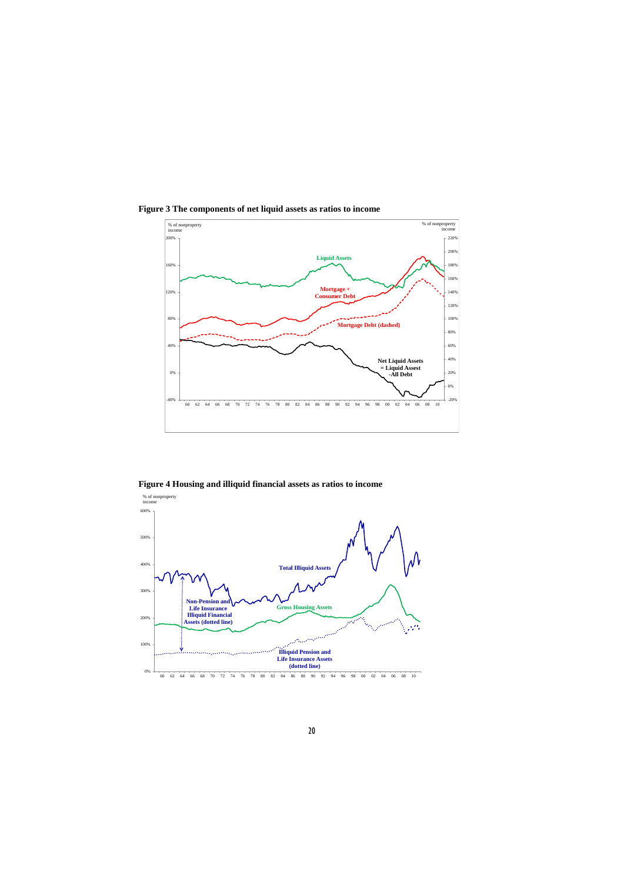**Figure 3 The components of net liquid assets as ratios to income**

**Figure 4 Housing and illiquid financial assets as ratios to income**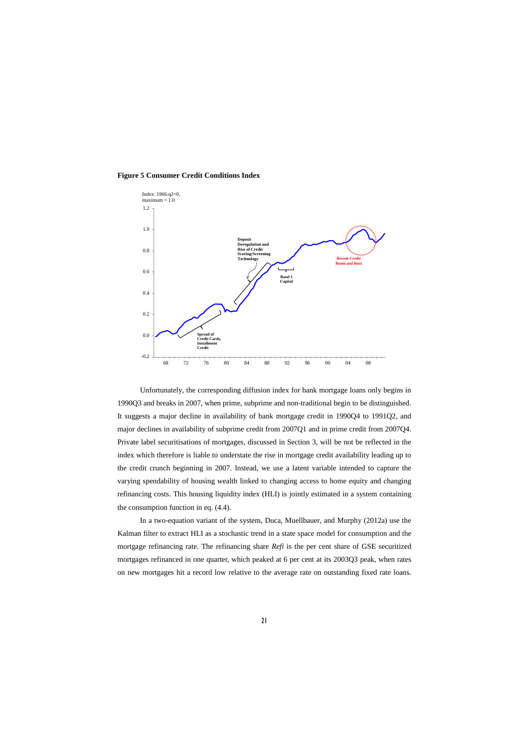**Figure 5 Consumer Credit Conditions Index**

Unfortunately, the corresponding diffusion index for bank mortgage loans only begins in 1990Q3 and breaks in 2007, when prime, subprime and non-traditional begin to be distinguished. It suggests a major decline in availability of bank mortgage credit in 1990Q4 to 1991Q2, and major declines in availability of subprime credit from 2007Q1 and in prime credit from 2007Q4. Private label securitisations of mortgages, discussed in Section 3, will be not be reflected in the index which therefore is liable to understate the rise in mortgage credit availability leading up to the credit crunch beginning in 2007. Instead, we use a latent variable intended to capture the varying spendability of housing wealth linked to changing access to home equity and changing refinancing costs. This housing liquidity index (HLI) is jointly estimated in a system containing the consumption function in eq. (4.4).

In a two-equation variant of the system, Duca, Muellbauer, and Murphy (2012a) use the Kalman filter to extract HLI as a stochastic trend in a state space model for consumption and the mortgage refinancing rate. The refinancing share *Refi* is the per cent share of GSE securitized mortgages refinanced in one quarter, which peaked at 6 per cent at its 2003Q3 peak, when rates on new mortgages hit a record low relative to the average rate on outstanding fixed rate loans.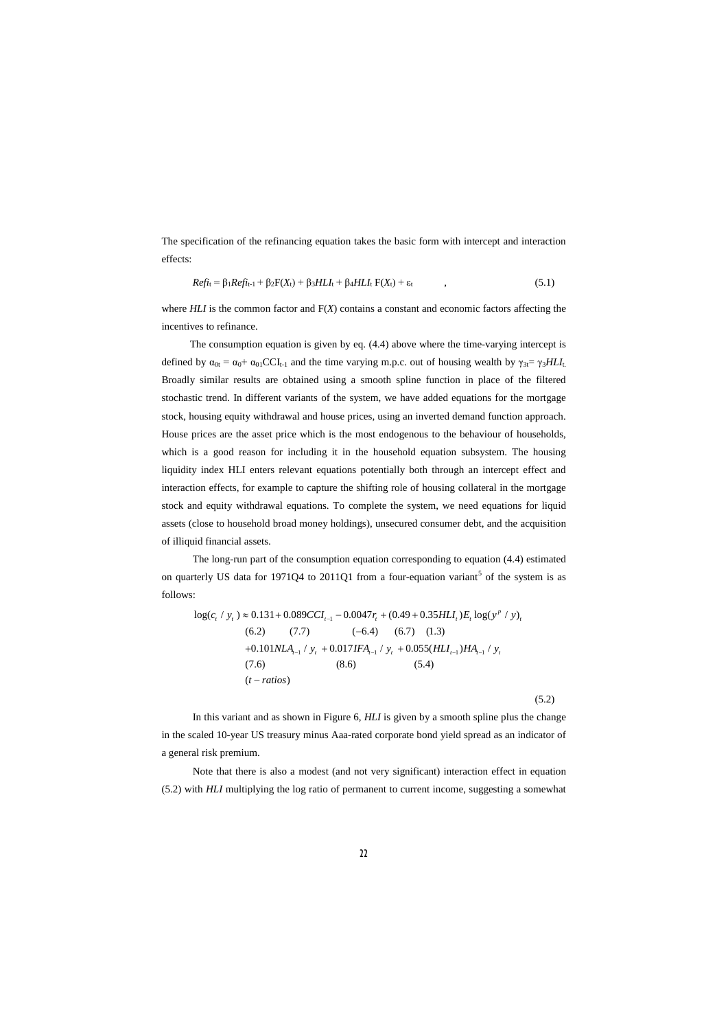The specification of the refinancing equation takes the basic form with intercept and interaction effects:

$$Refi_t = \beta_1 Refi_{t-1} + \beta_2 F(X_t) + \beta_3 HLI_t + \beta_4 HLI_t\, F(X_t) + \varepsilon_t \qquad , \tag{5.1}$$

where *HLI* is the common factor and $F(X)$ contains a constant and economic factors affecting the incentives to refinance.

The consumption equation is given by eq. (4.4) above where the time-varying intercept is defined by $\alpha_{0t} = \alpha_0 + \alpha_{01} CCI_{t-1}$ and the time varying m.p.c. out of housing wealth by $\gamma_{3t} = \gamma_3 HLI_t$. Broadly similar results are obtained using a smooth spline function in place of the filtered stochastic trend. In different variants of the system, we have added equations for the mortgage stock, housing equity withdrawal and house prices, using an inverted demand function approach. House prices are the asset price which is the most endogenous to the behaviour of households, which is a good reason for including it in the household equation subsystem. The housing liquidity index HLI enters relevant equations potentially both through an intercept effect and interaction effects, for example to capture the shifting role of housing collateral in the mortgage stock and equity withdrawal equations. To complete the system, we need equations for liquid assets (close to household broad money holdings), unsecured consumer debt, and the acquisition of illiquid financial assets.

The long-run part of the consumption equation corresponding to equation (4.4) estimated on quarterly US data for 1971Q4 to 2011Q1 from a four-equation variant[5] of the system is as follows:

$$
\begin{aligned}
\log(c_t / y_t) \approx\ & \underset{(6.2)}{0.131} + \underset{(7.7)}{0.089} CCI_{t-1} - \underset{(-6.4)}{0.0047} r_t + (\underset{(6.7)}{0.49} + \underset{(1.3)}{0.35} HLI_t) E_t \log(y^p / y)_t \\
& + \underset{(7.6)}{0.101} NLA_{t-1} / y_t + \underset{(8.6)}{0.017} IFA_{t-1} / y_t + \underset{(5.4)}{0.055} (HLI_{t-1}) HA_{t-1} / y_t \\
& (t-ratios)
\end{aligned}
\tag{5.2}
$$

In this variant and as shown in Figure 6, *HLI* is given by a smooth spline plus the change in the scaled 10-year US treasury minus Aaa-rated corporate bond yield spread as an indicator of a general risk premium.

Note that there is also a modest (and not very significant) interaction effect in equation (5.2) with *HLI* multiplying the log ratio of permanent to current income, suggesting a somewhat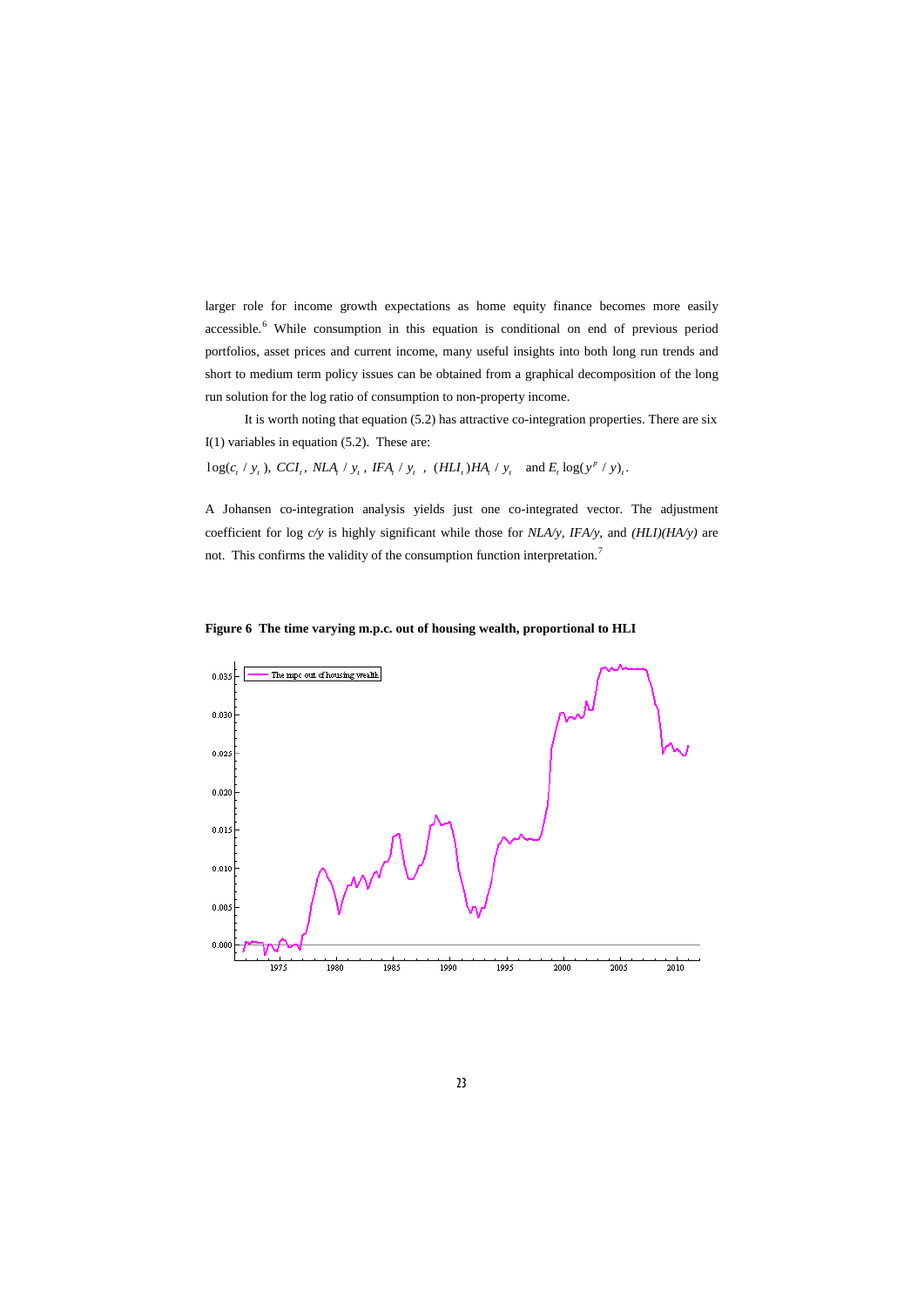larger role for income growth expectations as home equity finance becomes more easily accessible.[6] While consumption in this equation is conditional on end of previous period portfolios, asset prices and current income, many useful insights into both long run trends and short to medium term policy issues can be obtained from a graphical decomposition of the long run solution for the log ratio of consumption to non-property income.

It is worth noting that equation (5.2) has attractive co-integration properties. There are six I(1) variables in equation (5.2). These are:

$\log(c_t / y_t),\ CCI_t,\ NLA_t / y_t,\ IFA_t / y_t\ ,\ (HLI_t)HA_t / y_t$ and $E_t \log(y^p / y)_t$.

A Johansen co-integration analysis yields just one co-integrated vector. The adjustment coefficient for log *c/y* is highly significant while those for *NLA/y*, *IFA/y*, and *(HLI)(HA/y)* are not. This confirms the validity of the consumption function interpretation.[7]

**Figure 6 The time varying m.p.c. out of housing wealth, proportional to HLI**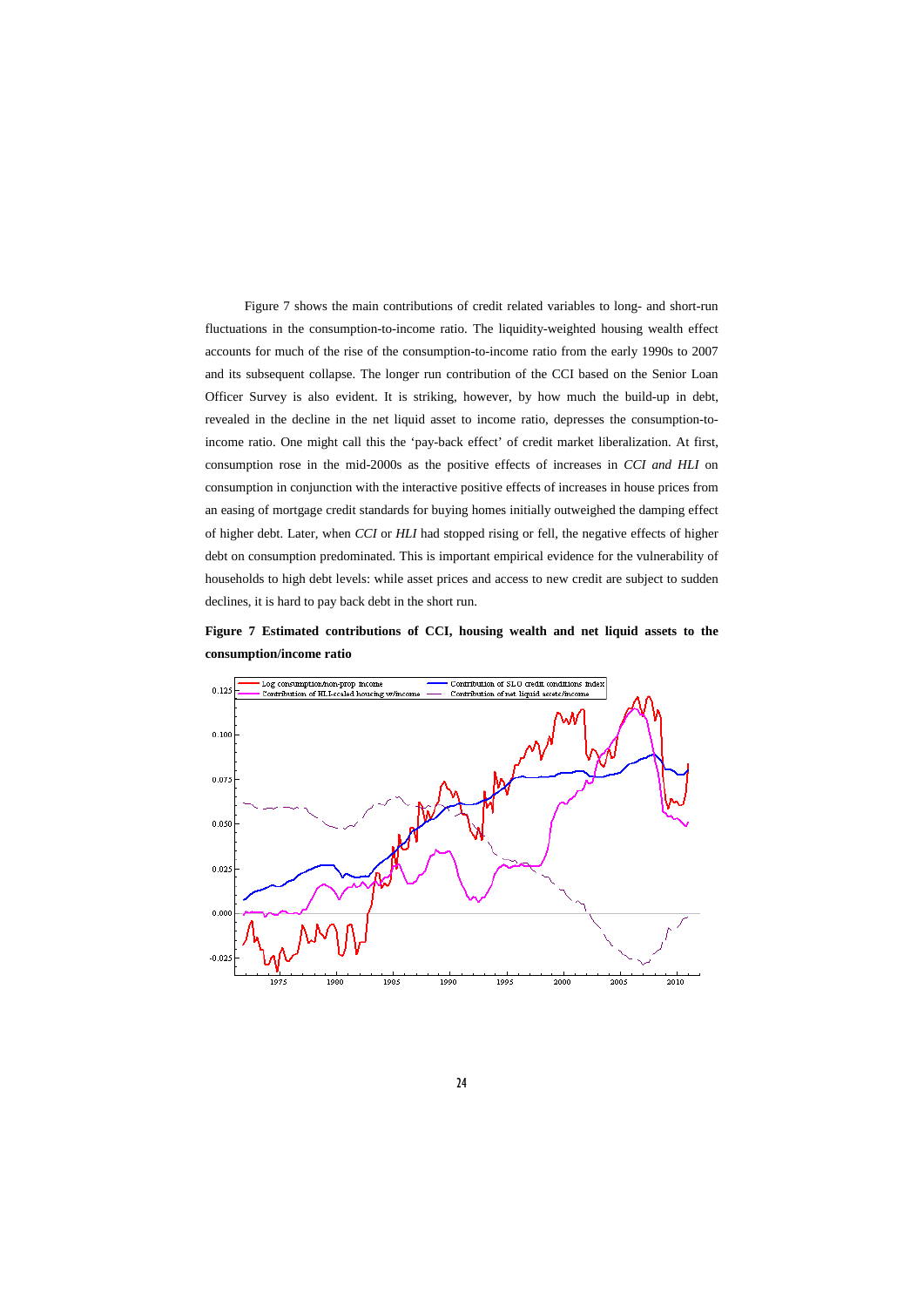Figure 7 shows the main contributions of credit related variables to long- and short-run fluctuations in the consumption-to-income ratio. The liquidity-weighted housing wealth effect accounts for much of the rise of the consumption-to-income ratio from the early 1990s to 2007 and its subsequent collapse. The longer run contribution of the CCI based on the Senior Loan Officer Survey is also evident. It is striking, however, by how much the build-up in debt, revealed in the decline in the net liquid asset to income ratio, depresses the consumption-to-income ratio. One might call this the 'pay-back effect' of credit market liberalization. At first, consumption rose in the mid-2000s as the positive effects of increases in *CCI and HLI* on consumption in conjunction with the interactive positive effects of increases in house prices from an easing of mortgage credit standards for buying homes initially outweighed the damping effect of higher debt. Later, when *CCI* or *HLI* had stopped rising or fell, the negative effects of higher debt on consumption predominated. This is important empirical evidence for the vulnerability of households to high debt levels: while asset prices and access to new credit are subject to sudden declines, it is hard to pay back debt in the short run.

**Figure 7 Estimated contributions of CCI, housing wealth and net liquid assets to the consumption/income ratio**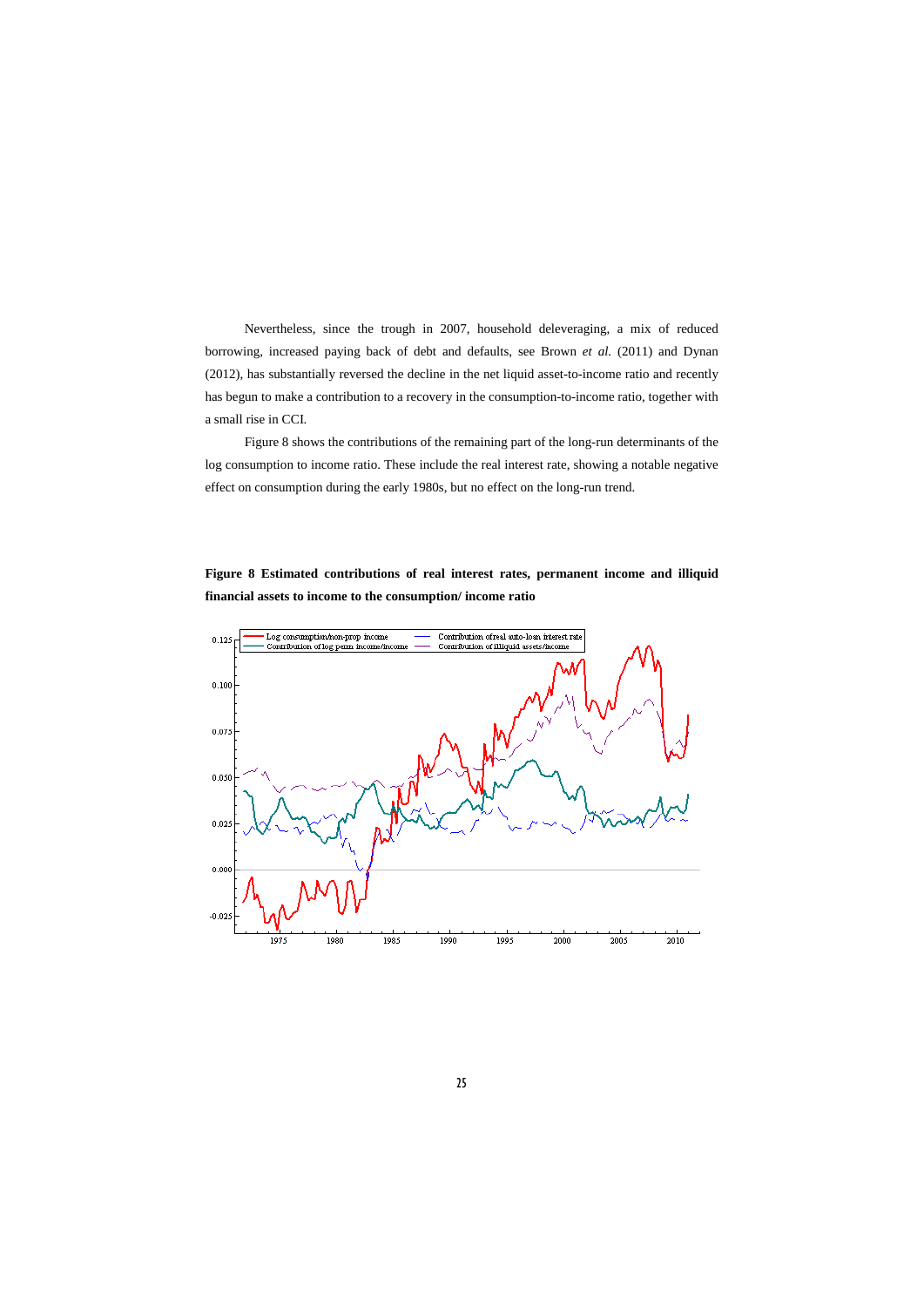Nevertheless, since the trough in 2007, household deleveraging, a mix of reduced borrowing, increased paying back of debt and defaults, see Brown *et al.* (2011) and Dynan (2012), has substantially reversed the decline in the net liquid asset-to-income ratio and recently has begun to make a contribution to a recovery in the consumption-to-income ratio, together with a small rise in CCI.

Figure 8 shows the contributions of the remaining part of the long-run determinants of the log consumption to income ratio. These include the real interest rate, showing a notable negative effect on consumption during the early 1980s, but no effect on the long-run trend.

**Figure 8 Estimated contributions of real interest rates, permanent income and illiquid financial assets to income to the consumption/ income ratio**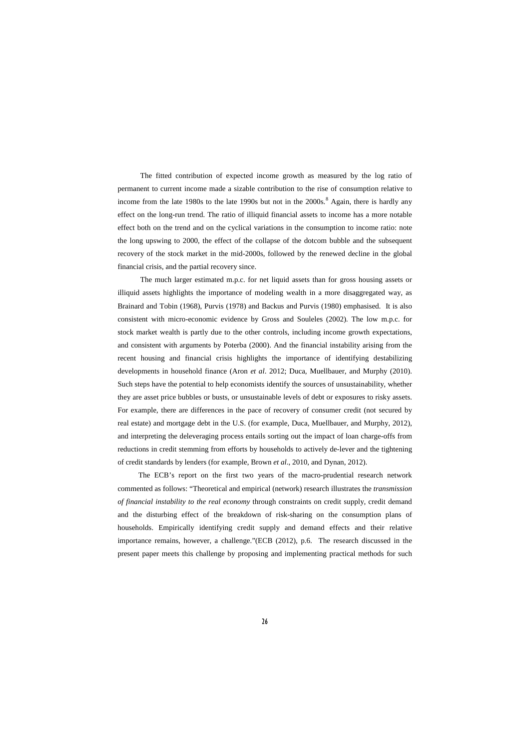The fitted contribution of expected income growth as measured by the log ratio of permanent to current income made a sizable contribution to the rise of consumption relative to income from the late 1980s to the late 1990s but not in the 2000s.[8] Again, there is hardly any effect on the long-run trend. The ratio of illiquid financial assets to income has a more notable effect both on the trend and on the cyclical variations in the consumption to income ratio: note the long upswing to 2000, the effect of the collapse of the dotcom bubble and the subsequent recovery of the stock market in the mid-2000s, followed by the renewed decline in the global financial crisis, and the partial recovery since.

The much larger estimated m.p.c. for net liquid assets than for gross housing assets or illiquid assets highlights the importance of modeling wealth in a more disaggregated way, as Brainard and Tobin (1968), Purvis (1978) and Backus and Purvis (1980) emphasised. It is also consistent with micro-economic evidence by Gross and Souleles (2002). The low m.p.c. for stock market wealth is partly due to the other controls, including income growth expectations, and consistent with arguments by Poterba (2000). And the financial instability arising from the recent housing and financial crisis highlights the importance of identifying destabilizing developments in household finance (Aron *et al*. 2012; Duca, Muellbauer, and Murphy (2010). Such steps have the potential to help economists identify the sources of unsustainability, whether they are asset price bubbles or busts, or unsustainable levels of debt or exposures to risky assets. For example, there are differences in the pace of recovery of consumer credit (not secured by real estate) and mortgage debt in the U.S. (for example, Duca, Muellbauer, and Murphy, 2012), and interpreting the deleveraging process entails sorting out the impact of loan charge-offs from reductions in credit stemming from efforts by households to actively de-lever and the tightening of credit standards by lenders (for example, Brown *et al*., 2010, and Dynan, 2012).

The ECB's report on the first two years of the macro-prudential research network commented as follows: "Theoretical and empirical (network) research illustrates the *transmission of financial instability to the real economy* through constraints on credit supply, credit demand and the disturbing effect of the breakdown of risk-sharing on the consumption plans of households. Empirically identifying credit supply and demand effects and their relative importance remains, however, a challenge."(ECB (2012), p.6. The research discussed in the present paper meets this challenge by proposing and implementing practical methods for such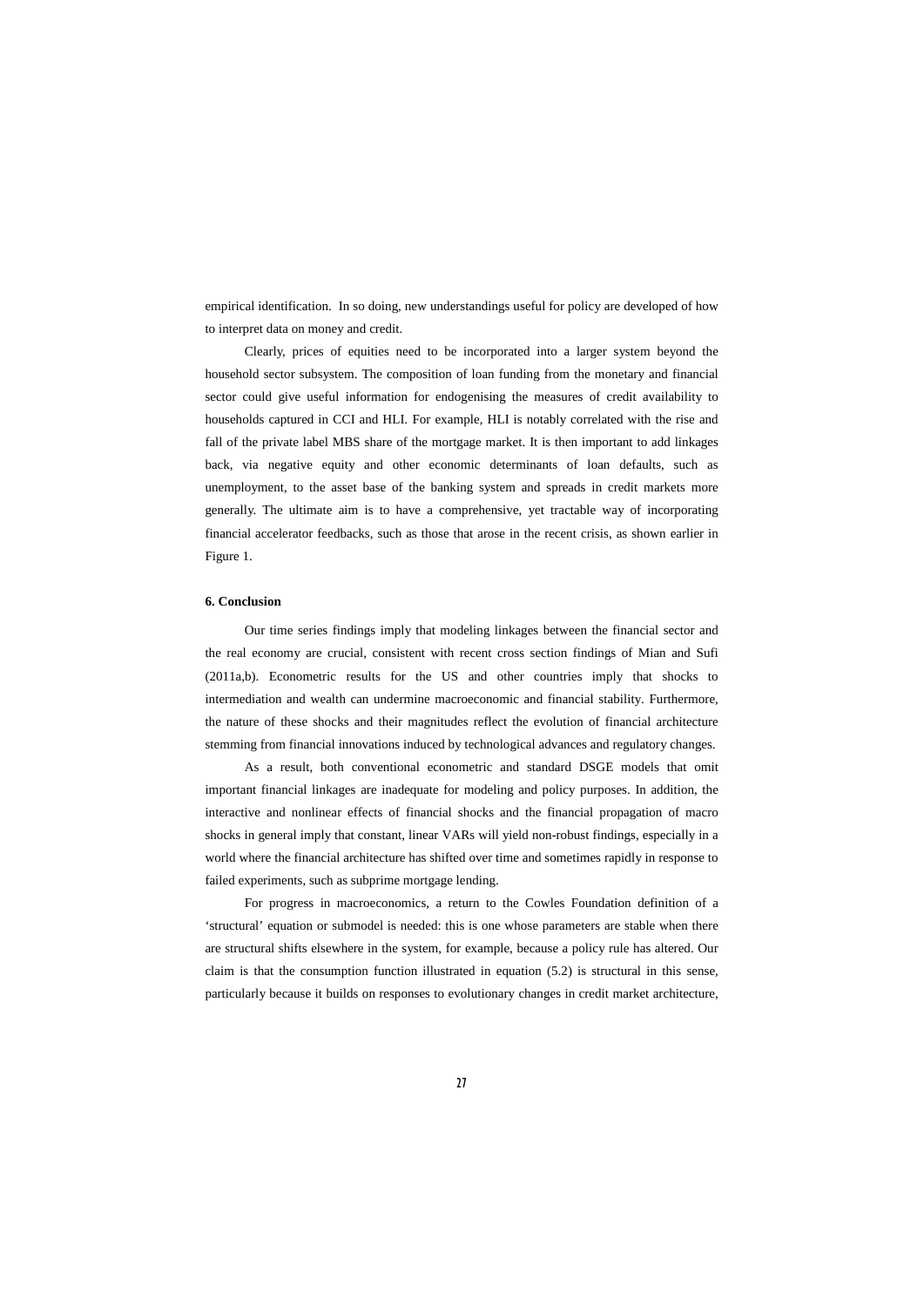empirical identification. In so doing, new understandings useful for policy are developed of how to interpret data on money and credit.

Clearly, prices of equities need to be incorporated into a larger system beyond the household sector subsystem. The composition of loan funding from the monetary and financial sector could give useful information for endogenising the measures of credit availability to households captured in CCI and HLI. For example, HLI is notably correlated with the rise and fall of the private label MBS share of the mortgage market. It is then important to add linkages back, via negative equity and other economic determinants of loan defaults, such as unemployment, to the asset base of the banking system and spreads in credit markets more generally. The ultimate aim is to have a comprehensive, yet tractable way of incorporating financial accelerator feedbacks, such as those that arose in the recent crisis, as shown earlier in Figure 1.

**6. Conclusion**

Our time series findings imply that modeling linkages between the financial sector and the real economy are crucial, consistent with recent cross section findings of Mian and Sufi (2011a,b). Econometric results for the US and other countries imply that shocks to intermediation and wealth can undermine macroeconomic and financial stability. Furthermore, the nature of these shocks and their magnitudes reflect the evolution of financial architecture stemming from financial innovations induced by technological advances and regulatory changes.

As a result, both conventional econometric and standard DSGE models that omit important financial linkages are inadequate for modeling and policy purposes. In addition, the interactive and nonlinear effects of financial shocks and the financial propagation of macro shocks in general imply that constant, linear VARs will yield non-robust findings, especially in a world where the financial architecture has shifted over time and sometimes rapidly in response to failed experiments, such as subprime mortgage lending.

For progress in macroeconomics, a return to the Cowles Foundation definition of a 'structural' equation or submodel is needed: this is one whose parameters are stable when there are structural shifts elsewhere in the system, for example, because a policy rule has altered. Our claim is that the consumption function illustrated in equation (5.2) is structural in this sense, particularly because it builds on responses to evolutionary changes in credit market architecture,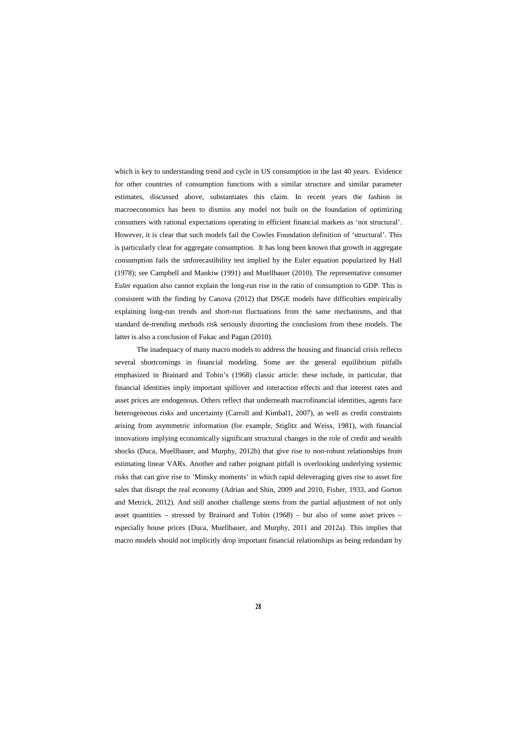which is key to understanding trend and cycle in US consumption in the last 40 years. Evidence for other countries of consumption functions with a similar structure and similar parameter estimates, discussed above, substantiates this claim. In recent years the fashion in macroeconomics has been to dismiss any model not built on the foundation of optimizing consumers with rational expectations operating in efficient financial markets as 'not structural'. However, it is clear that such models fail the Cowles Foundation definition of 'structural'. This is particularly clear for aggregate consumption. It has long been known that growth in aggregate consumption fails the unforecastibility test implied by the Euler equation popularized by Hall (1978); see Campbell and Mankiw (1991) and Muellbauer (2010). The representative consumer Euler equation also cannot explain the long-run rise in the ratio of consumption to GDP. This is consistent with the finding by Canova (2012) that DSGE models have difficulties empirically explaining long-run trends and short-run fluctuations from the same mechanisms, and that standard de-trending methods risk seriously distorting the conclusions from these models. The latter is also a conclusion of Fukac and Pagan (2010).

The inadequacy of many macro models to address the housing and financial crisis reflects several shortcomings in financial modeling. Some are the general equilibrium pitfalls emphasized in Brainard and Tobin's (1968) classic article: these include, in particular, that financial identities imply important spillover and interaction effects and that interest rates and asset prices are endogenous. Others reflect that underneath macrofinancial identities, agents face heterogeneous risks and uncertainty (Carroll and Kimbal1, 2007), as well as credit constraints arising from asymmetric information (for example, Stiglitz and Weiss, 1981), with financial innovations implying economically significant structural changes in the role of credit and wealth shocks (Duca, Muellbauer, and Murphy, 2012b) that give rise to non-robust relationships from estimating linear VARs. Another and rather poignant pitfall is overlooking underlying systemic risks that can give rise to 'Minsky moments' in which rapid deleveraging gives rise to asset fire sales that disrupt the real economy (Adrian and Shin, 2009 and 2010, Fisher, 1933, and Gorton and Metrick, 2012). And still another challenge stems from the partial adjustment of not only asset quantities – stressed by Brainard and Tobin (1968) – but also of some asset prices – especially house prices (Duca, Muellbauer, and Murphy, 2011 and 2012a). This implies that macro models should not implicitly drop important financial relationships as being redundant by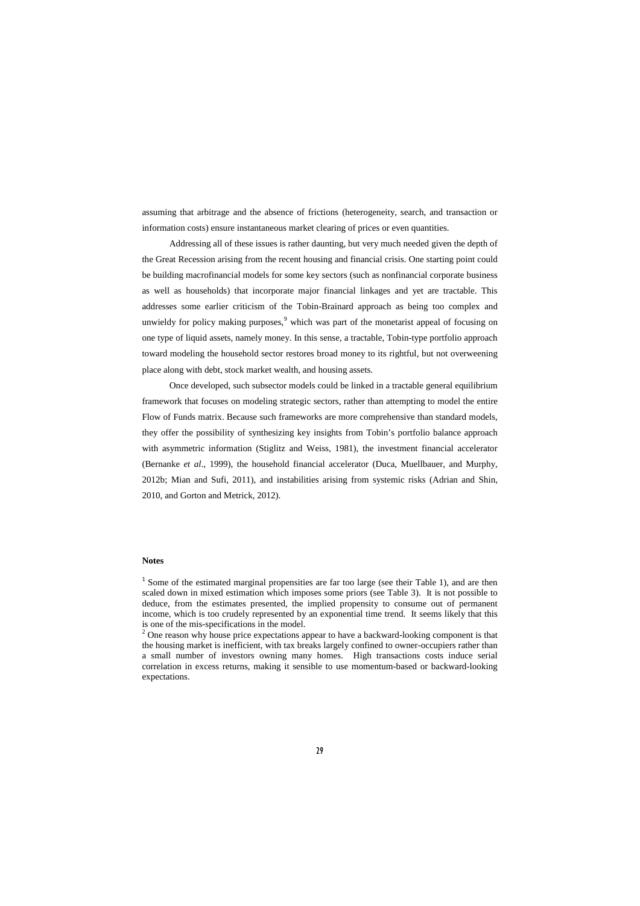assuming that arbitrage and the absence of frictions (heterogeneity, search, and transaction or information costs) ensure instantaneous market clearing of prices or even quantities.

Addressing all of these issues is rather daunting, but very much needed given the depth of the Great Recession arising from the recent housing and financial crisis. One starting point could be building macrofinancial models for some key sectors (such as nonfinancial corporate business as well as households) that incorporate major financial linkages and yet are tractable. This addresses some earlier criticism of the Tobin-Brainard approach as being too complex and unwieldy for policy making purposes,[9] which was part of the monetarist appeal of focusing on one type of liquid assets, namely money. In this sense, a tractable, Tobin-type portfolio approach toward modeling the household sector restores broad money to its rightful, but not overweening place along with debt, stock market wealth, and housing assets.

Once developed, such subsector models could be linked in a tractable general equilibrium framework that focuses on modeling strategic sectors, rather than attempting to model the entire Flow of Funds matrix. Because such frameworks are more comprehensive than standard models, they offer the possibility of synthesizing key insights from Tobin's portfolio balance approach with asymmetric information (Stiglitz and Weiss, 1981), the investment financial accelerator (Bernanke *et al*., 1999), the household financial accelerator (Duca, Muellbauer, and Murphy, 2012b; Mian and Sufi, 2011), and instabilities arising from systemic risks (Adrian and Shin, 2010, and Gorton and Metrick, 2012).

**Notes**

[1] Some of the estimated marginal propensities are far too large (see their Table 1), and are then scaled down in mixed estimation which imposes some priors (see Table 3). It is not possible to deduce, from the estimates presented, the implied propensity to consume out of permanent income, which is too crudely represented by an exponential time trend. It seems likely that this is one of the mis-specifications in the model.

[2] One reason why house price expectations appear to have a backward-looking component is that the housing market is inefficient, with tax breaks largely confined to owner-occupiers rather than a small number of investors owning many homes. High transactions costs induce serial correlation in excess returns, making it sensible to use momentum-based or backward-looking expectations.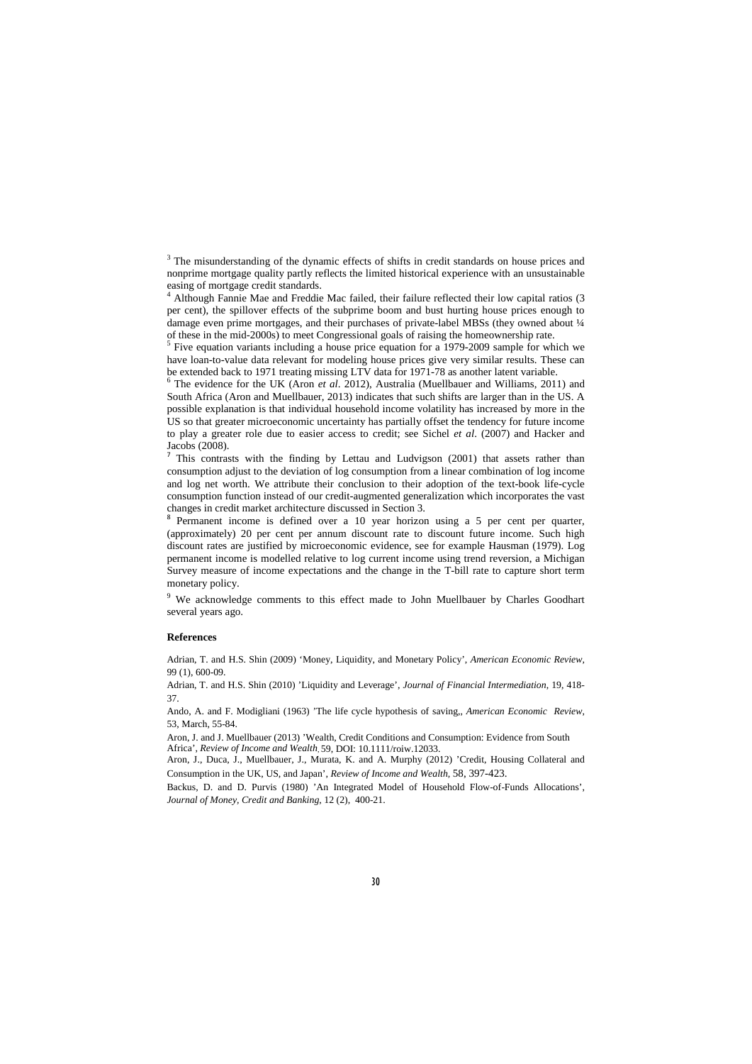[3] The misunderstanding of the dynamic effects of shifts in credit standards on house prices and nonprime mortgage quality partly reflects the limited historical experience with an unsustainable easing of mortgage credit standards.

[4] Although Fannie Mae and Freddie Mac failed, their failure reflected their low capital ratios (3 per cent), the spillover effects of the subprime boom and bust hurting house prices enough to damage even prime mortgages, and their purchases of private-label MBSs (they owned about ¼ of these in the mid-2000s) to meet Congressional goals of raising the homeownership rate.

[5] Five equation variants including a house price equation for a 1979-2009 sample for which we have loan-to-value data relevant for modeling house prices give very similar results. These can be extended back to 1971 treating missing LTV data for 1971-78 as another latent variable.

[6] The evidence for the UK (Aron *et al*. 2012), Australia (Muellbauer and Williams, 2011) and South Africa (Aron and Muellbauer, 2013) indicates that such shifts are larger than in the US. A possible explanation is that individual household income volatility has increased by more in the US so that greater microeconomic uncertainty has partially offset the tendency for future income to play a greater role due to easier access to credit; see Sichel *et al*. (2007) and Hacker and Jacobs (2008).

[7] This contrasts with the finding by Lettau and Ludvigson (2001) that assets rather than consumption adjust to the deviation of log consumption from a linear combination of log income and log net worth. We attribute their conclusion to their adoption of the text-book life-cycle consumption function instead of our credit-augmented generalization which incorporates the vast changes in credit market architecture discussed in Section 3.

[8] Permanent income is defined over a 10 year horizon using a 5 per cent per quarter, (approximately) 20 per cent per annum discount rate to discount future income. Such high discount rates are justified by microeconomic evidence, see for example Hausman (1979). Log permanent income is modelled relative to log current income using trend reversion, a Michigan Survey measure of income expectations and the change in the T-bill rate to capture short term monetary policy.

[9] We acknowledge comments to this effect made to John Muellbauer by Charles Goodhart several years ago.

**References**

Adrian, T. and H.S. Shin (2009) 'Money, Liquidity, and Monetary Policy', *American Economic Review*, 99 (1), 600-09.

Adrian, T. and H.S. Shin (2010) 'Liquidity and Leverage', *Journal of Financial Intermediation*, 19, 418-37.

Ando, A. and F. Modigliani (1963) 'The life cycle hypothesis of saving,, *American Economic Review*, 53, March, 55-84.

Aron, J. and J. Muellbauer (2013) 'Wealth, Credit Conditions and Consumption: Evidence from South Africa', *Review of Income and Wealth*, 59, DOI: 10.1111/roiw.12033.

Aron, J., Duca, J., Muellbauer, J., Murata, K. and A. Murphy (2012) 'Credit, Housing Collateral and Consumption in the UK, US, and Japan', *Review of Income and Wealth*, 58, 397-423.

Backus, D. and D. Purvis (1980) 'An Integrated Model of Household Flow-of-Funds Allocations', *Journal of Money, Credit and Banking*, 12 (2), 400-21.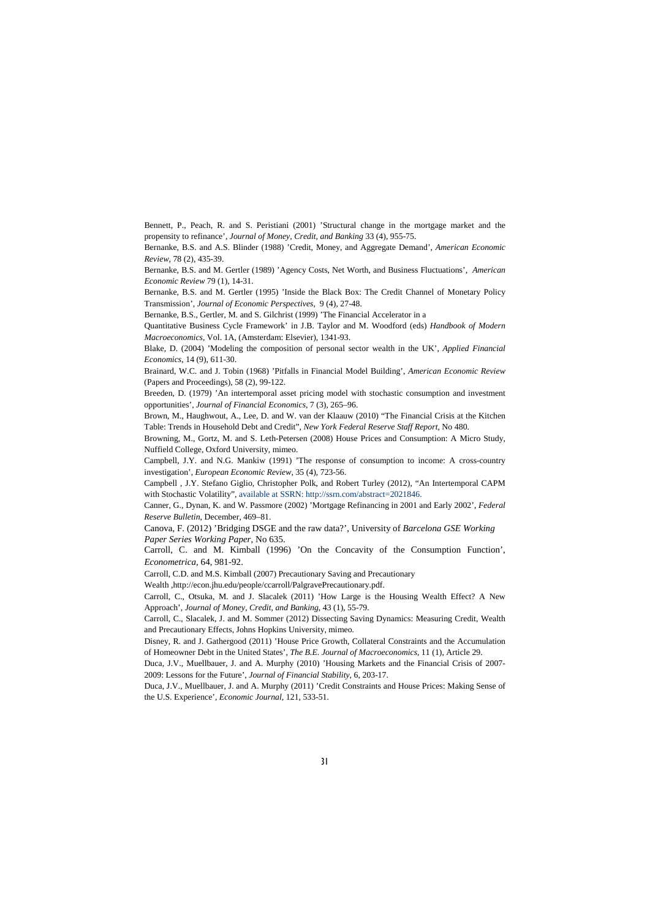Bennett, P., Peach, R. and S. Peristiani (2001) 'Structural change in the mortgage market and the propensity to refinance', *Journal of Money, Credit, and Banking* 33 (4), 955-75.

Bernanke, B.S. and A.S. Blinder (1988) 'Credit, Money, and Aggregate Demand', *American Economic Review*, 78 (2), 435-39.

Bernanke, B.S. and M. Gertler (1989) 'Agency Costs, Net Worth, and Business Fluctuations', *American Economic Review* 79 (1), 14-31.

Bernanke, B.S. and M. Gertler (1995) 'Inside the Black Box: The Credit Channel of Monetary Policy Transmission', *Journal of Economic Perspectives*, 9 (4), 27-48.

Bernanke, B.S., Gertler, M. and S. Gilchrist (1999) 'The Financial Accelerator in a Quantitative Business Cycle Framework' in J.B. Taylor and M. Woodford (eds) *Handbook of Modern Macroeconomics*, Vol. 1A, (Amsterdam: Elsevier), 1341-93.

Blake, D. (2004) 'Modeling the composition of personal sector wealth in the UK', *Applied Financial Economics*, 14 (9), 611-30.

Brainard, W.C. and J. Tobin (1968) 'Pitfalls in Financial Model Building', *American Economic Review* (Papers and Proceedings), 58 (2), 99-122.

Breeden, D. (1979) 'An intertemporal asset pricing model with stochastic consumption and investment opportunities', *Journal of Financial Economics*, 7 (3), 265–96.

Brown, M., Haughwout, A., Lee, D. and W. van der Klaauw (2010) "The Financial Crisis at the Kitchen Table: Trends in Household Debt and Credit", *New York Federal Reserve Staff Report*, No 480.

Browning, M., Gortz, M. and S. Leth-Petersen (2008) House Prices and Consumption: A Micro Study, Nuffield College, Oxford University, mimeo.

Campbell, J.Y. and N.G. Mankiw (1991) 'The response of consumption to income: A cross-country investigation', *European Economic Review*, 35 (4), 723-56.

Campbell , J.Y. Stefano Giglio, Christopher Polk, and Robert Turley (2012), "An Intertemporal CAPM with Stochastic Volatility", available at SSRN: http://ssrn.com/abstract=2021846.

Canner, G., Dynan, K. and W. Passmore (2002) 'Mortgage Refinancing in 2001 and Early 2002', *Federal Reserve Bulletin*, December, 469–81.

Canova, F. (2012) 'Bridging DSGE and the raw data?', University of *Barcelona GSE Working Paper Series Working Paper*, No 635.

Carroll, C. and M. Kimball (1996) 'On the Concavity of the Consumption Function', *Econometrica*, 64, 981-92.

Carroll, C.D. and M.S. Kimball (2007) Precautionary Saving and Precautionary Wealth ,http://econ.jhu.edu/people/ccarroll/PalgravePrecautionary.pdf.

Carroll, C., Otsuka, M. and J. Slacalek (2011) 'How Large is the Housing Wealth Effect? A New Approach', *Journal of Money, Credit, and Banking*, 43 (1), 55-79.

Carroll, C., Slacalek, J. and M. Sommer (2012) Dissecting Saving Dynamics: Measuring Credit, Wealth and Precautionary Effects, Johns Hopkins University, mimeo.

Disney, R. and J. Gathergood (2011) 'House Price Growth, Collateral Constraints and the Accumulation of Homeowner Debt in the United States', *The B.E. Journal of Macroeconomics*, 11 (1), Article 29.

Duca, J.V., Muellbauer, J. and A. Murphy (2010) 'Housing Markets and the Financial Crisis of 2007-2009: Lessons for the Future', *Journal of Financial Stability*, 6, 203-17.

Duca, J.V., Muellbauer, J. and A. Murphy (2011) 'Credit Constraints and House Prices: Making Sense of the U.S. Experience', *Economic Journal*, 121, 533-51.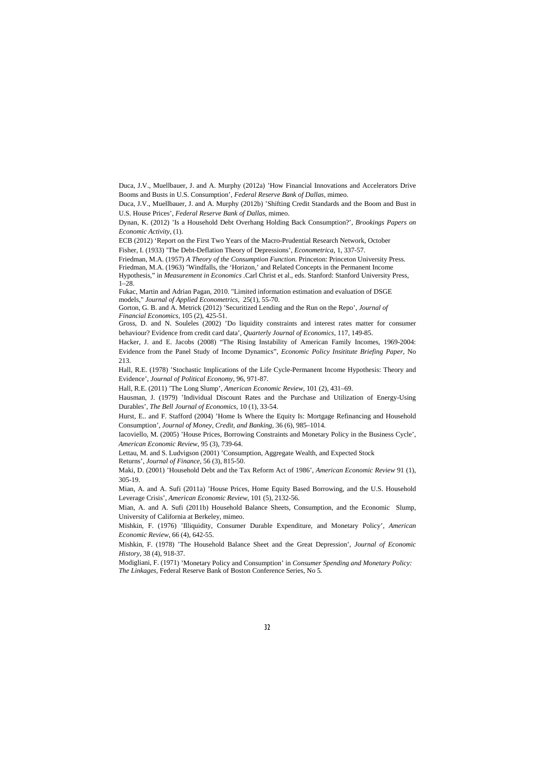Duca, J.V., Muellbauer, J. and A. Murphy (2012a) 'How Financial Innovations and Accelerators Drive Booms and Busts in U.S. Consumption', *Federal Reserve Bank of Dallas*, mimeo.

Duca, J.V., Muellbauer, J. and A. Murphy (2012b) 'Shifting Credit Standards and the Boom and Bust in U.S. House Prices', *Federal Reserve Bank of Dallas*, mimeo.

Dynan, K. (2012) 'Is a Household Debt Overhang Holding Back Consumption?', *Brookings Papers on Economic Activity*, (1).

ECB (2012) 'Report on the First Two Years of the Macro-Prudential Research Network, October

Fisher, I. (1933) 'The Debt-Deflation Theory of Depressions', *Econometrica*, 1, 337-57.

Friedman, M.A. (1957) *A Theory of the Consumption Function*. Princeton: Princeton University Press.

Friedman, M.A. (1963) 'Windfalls, the 'Horizon,' and Related Concepts in the Permanent Income Hypothesis," in *Measurement in Economics* .Carl Christ et al., eds. Stanford: Stanford University Press, 1–28.

Fukac, Martin and Adrian Pagan, 2010. "Limited information estimation and evaluation of DSGE models," *Journal of Applied Econometrics*, 25(1), 55-70.

Gorton, G. B. and A. Metrick (2012) 'Securitized Lending and the Run on the Repo', *Journal of Financial Economics*, 105 (2), 425-51.

Gross, D. and N. Souleles (2002) 'Do liquidity constraints and interest rates matter for consumer behaviour? Evidence from credit card data', *Quarterly Journal of Economics*, 117, 149-85.

Hacker, J. and E. Jacobs (2008) "The Rising Instability of American Family Incomes, 1969-2004: Evidence from the Panel Study of Income Dynamics", *Economic Policy Insititute Briefing Paper*, No 213.

Hall, R.E. (1978) 'Stochastic Implications of the Life Cycle-Permanent Income Hypothesis: Theory and Evidence', *Journal of Political Economy*, 96, 971-87.

Hall, R.E. (2011) 'The Long Slump', *American Economic Review*, 101 (2), 431–69.

Hausman, J. (1979) 'Individual Discount Rates and the Purchase and Utilization of Energy-Using Durables', *The Bell Journal of Economics*, 10 (1), 33-54.

Hurst, E.. and F. Stafford (2004) 'Home Is Where the Equity Is: Mortgage Refinancing and Household Consumption', *Journal of Money, Credit, and Banking*, 36 (6), 985–1014.

Iacoviello, M. (2005) 'House Prices, Borrowing Constraints and Monetary Policy in the Business Cycle', *American Economic Review*, 95 (3), 739-64.

Lettau, M. and S. Ludvigson (2001) 'Consumption, Aggregate Wealth, and Expected Stock Returns', *Journal of Finance*, 56 (3), 815-50.

Maki, D. (2001) 'Household Debt and the Tax Reform Act of 1986', *American Economic Review* 91 (1), 305-19.

Mian, A. and A. Sufi (2011a) 'House Prices, Home Equity Based Borrowing, and the U.S. Household Leverage Crisis', *American Economic Review*, 101 (5), 2132-56.

Mian, A. and A. Sufi (2011b) Household Balance Sheets, Consumption, and the Economic Slump, University of California at Berkeley, mimeo.

Mishkin, F. (1976) 'Illiquidity, Consumer Durable Expenditure, and Monetary Policy', *American Economic Review*, 66 (4), 642-55.

Mishkin, F. (1978) 'The Household Balance Sheet and the Great Depression', *Journal of Economic History*, 38 (4), 918-37.

Modigliani, F. (1971) 'Monetary Policy and Consumption' in *Consumer Spending and Monetary Policy: The Linkages*, Federal Reserve Bank of Boston Conference Series, No 5.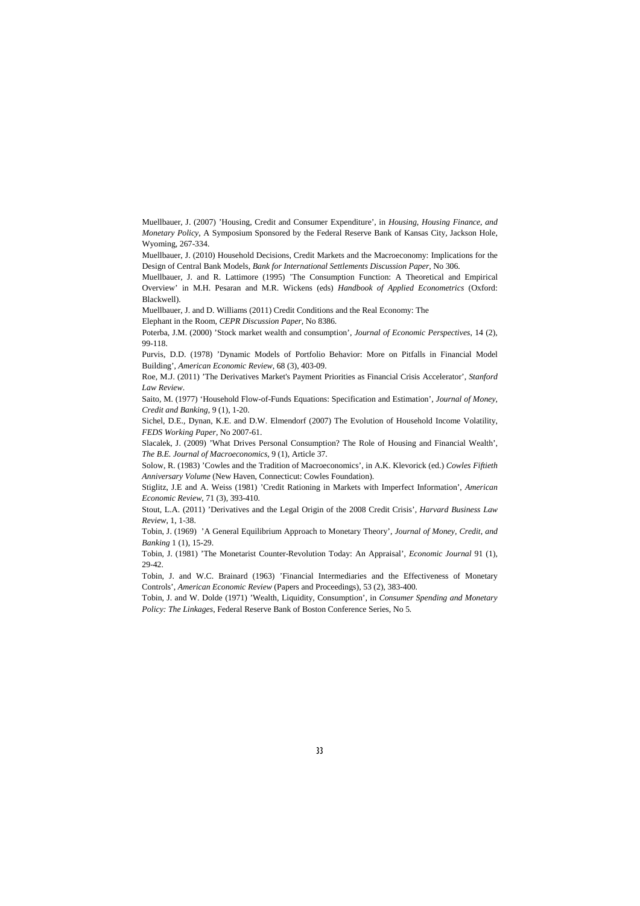Muellbauer, J. (2007) 'Housing, Credit and Consumer Expenditure', in *Housing, Housing Finance, and Monetary Policy*, A Symposium Sponsored by the Federal Reserve Bank of Kansas City, Jackson Hole, Wyoming, 267-334.

Muellbauer, J. (2010) Household Decisions, Credit Markets and the Macroeconomy: Implications for the Design of Central Bank Models, *Bank for International Settlements Discussion Paper*, No 306.

Muellbauer, J. and R. Lattimore (1995) 'The Consumption Function: A Theoretical and Empirical Overview' in M.H. Pesaran and M.R. Wickens (eds) *Handbook of Applied Econometrics* (Oxford: Blackwell).

Muellbauer, J. and D. Williams (2011) Credit Conditions and the Real Economy: The Elephant in the Room, *CEPR Discussion Paper*, No 8386.

Poterba, J.M. (2000) 'Stock market wealth and consumption', *Journal of Economic Perspectives*, 14 (2), 99-118.

Purvis, D.D. (1978) 'Dynamic Models of Portfolio Behavior: More on Pitfalls in Financial Model Building', *American Economic Review*, 68 (3), 403-09.

Roe, M.J. (2011) 'The Derivatives Market's Payment Priorities as Financial Crisis Accelerator', *Stanford Law Review*.

Saito, M. (1977) 'Household Flow-of-Funds Equations: Specification and Estimation', *Journal of Money, Credit and Banking*, 9 (1), 1-20.

Sichel, D.E., Dynan, K.E. and D.W. Elmendorf (2007) The Evolution of Household Income Volatility, *FEDS Working Paper*, No 2007-61.

Slacalek, J. (2009) 'What Drives Personal Consumption? The Role of Housing and Financial Wealth', *The B.E. Journal of Macroeconomics*, 9 (1), Article 37.

Solow, R. (1983) 'Cowles and the Tradition of Macroeconomics', in A.K. Klevorick (ed.) *Cowles Fiftieth Anniversary Volume* (New Haven, Connecticut: Cowles Foundation).

Stiglitz, J.E and A. Weiss (1981) 'Credit Rationing in Markets with Imperfect Information', *American Economic Review*, 71 (3), 393-410.

Stout, L.A. (2011) 'Derivatives and the Legal Origin of the 2008 Credit Crisis', *Harvard Business Law Review*, 1, 1-38.

Tobin, J. (1969) 'A General Equilibrium Approach to Monetary Theory', *Journal of Money, Credit, and Banking* 1 (1), 15-29.

Tobin, J. (1981) 'The Monetarist Counter-Revolution Today: An Appraisal', *Economic Journal* 91 (1), 29-42.

Tobin, J. and W.C. Brainard (1963) 'Financial Intermediaries and the Effectiveness of Monetary Controls', *American Economic Review* (Papers and Proceedings), 53 (2), 383-400.

Tobin, J. and W. Dolde (1971) 'Wealth, Liquidity, Consumption', in *Consumer Spending and Monetary Policy: The Linkages*, Federal Reserve Bank of Boston Conference Series, No 5.